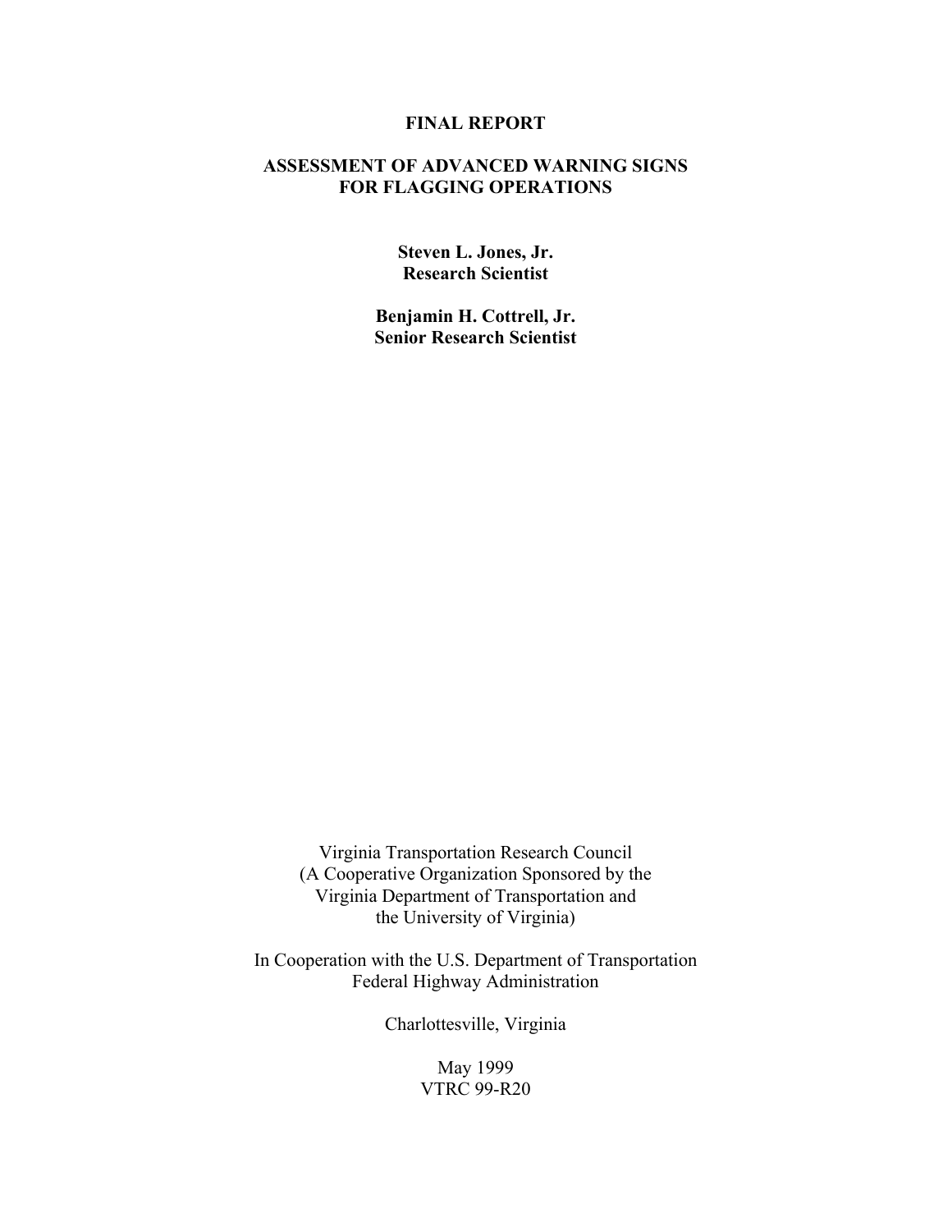**FINAL REPORT**

# ASSESSMENT OF ADVANCED WARNING SIGNS FOR FLAGGING OPERATIONS

**Steven L. Jones, Jr.**
**Research Scientist**

**Benjamin H. Cottrell, Jr.**
**Senior Research Scientist**

Virginia Transportation Research Council
(A Cooperative Organization Sponsored by the
Virginia Department of Transportation and
the University of Virginia)

In Cooperation with the U.S. Department of Transportation
Federal Highway Administration

Charlottesville, Virginia

May 1999
VTRC 99-R20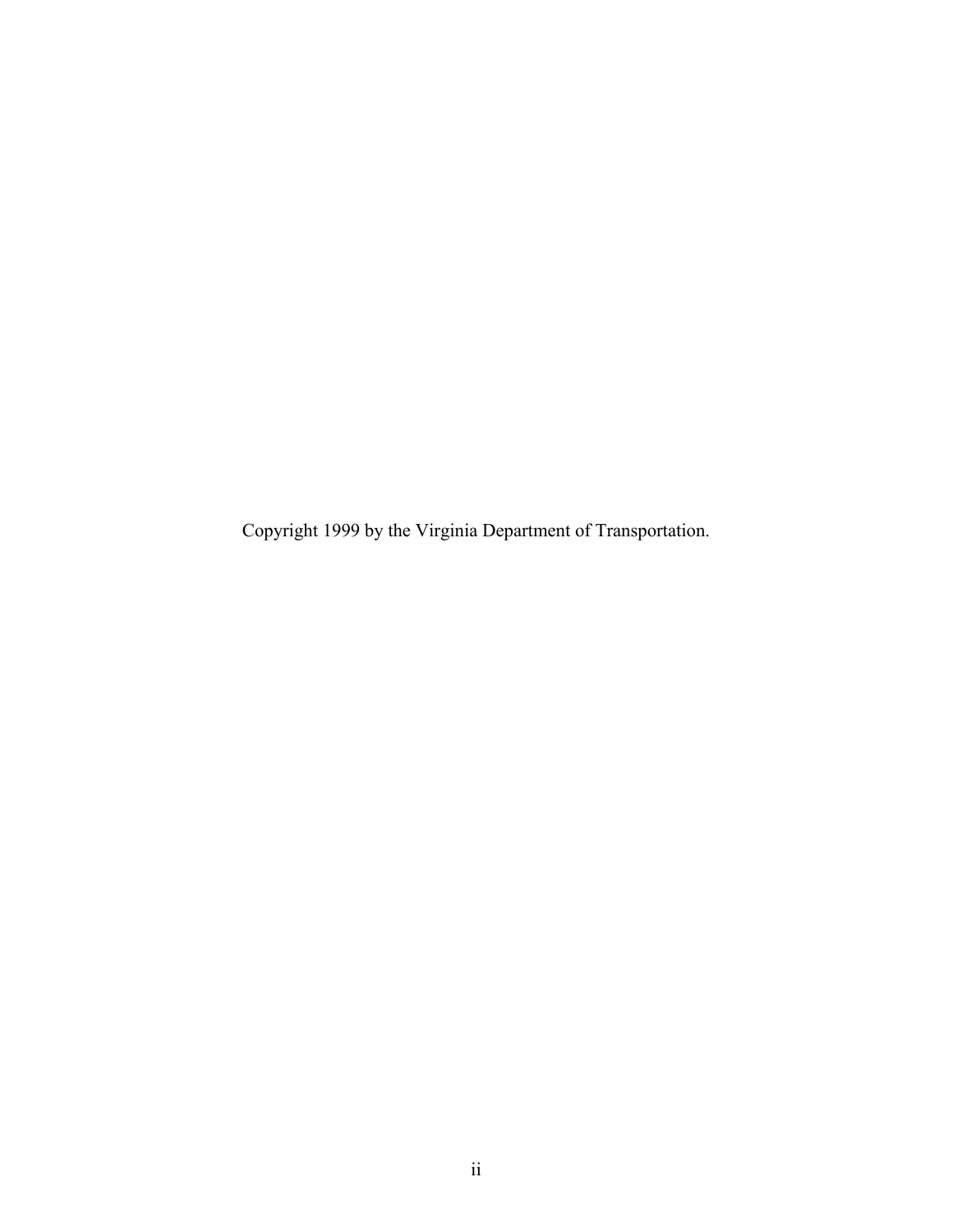Copyright 1999 by the Virginia Department of Transportation.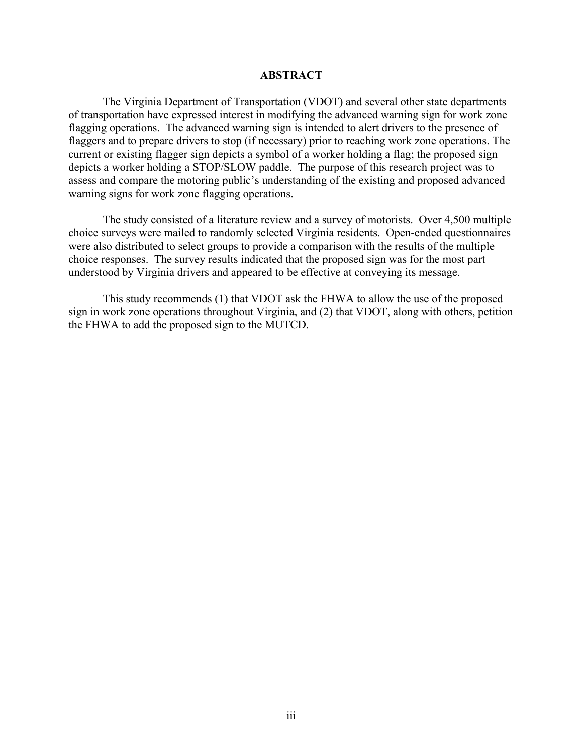# ABSTRACT

The Virginia Department of Transportation (VDOT) and several other state departments of transportation have expressed interest in modifying the advanced warning sign for work zone flagging operations. The advanced warning sign is intended to alert drivers to the presence of flaggers and to prepare drivers to stop (if necessary) prior to reaching work zone operations. The current or existing flagger sign depicts a symbol of a worker holding a flag; the proposed sign depicts a worker holding a STOP/SLOW paddle. The purpose of this research project was to assess and compare the motoring public's understanding of the existing and proposed advanced warning signs for work zone flagging operations.

The study consisted of a literature review and a survey of motorists. Over 4,500 multiple choice surveys were mailed to randomly selected Virginia residents. Open-ended questionnaires were also distributed to select groups to provide a comparison with the results of the multiple choice responses. The survey results indicated that the proposed sign was for the most part understood by Virginia drivers and appeared to be effective at conveying its message.

This study recommends (1) that VDOT ask the FHWA to allow the use of the proposed sign in work zone operations throughout Virginia, and (2) that VDOT, along with others, petition the FHWA to add the proposed sign to the MUTCD.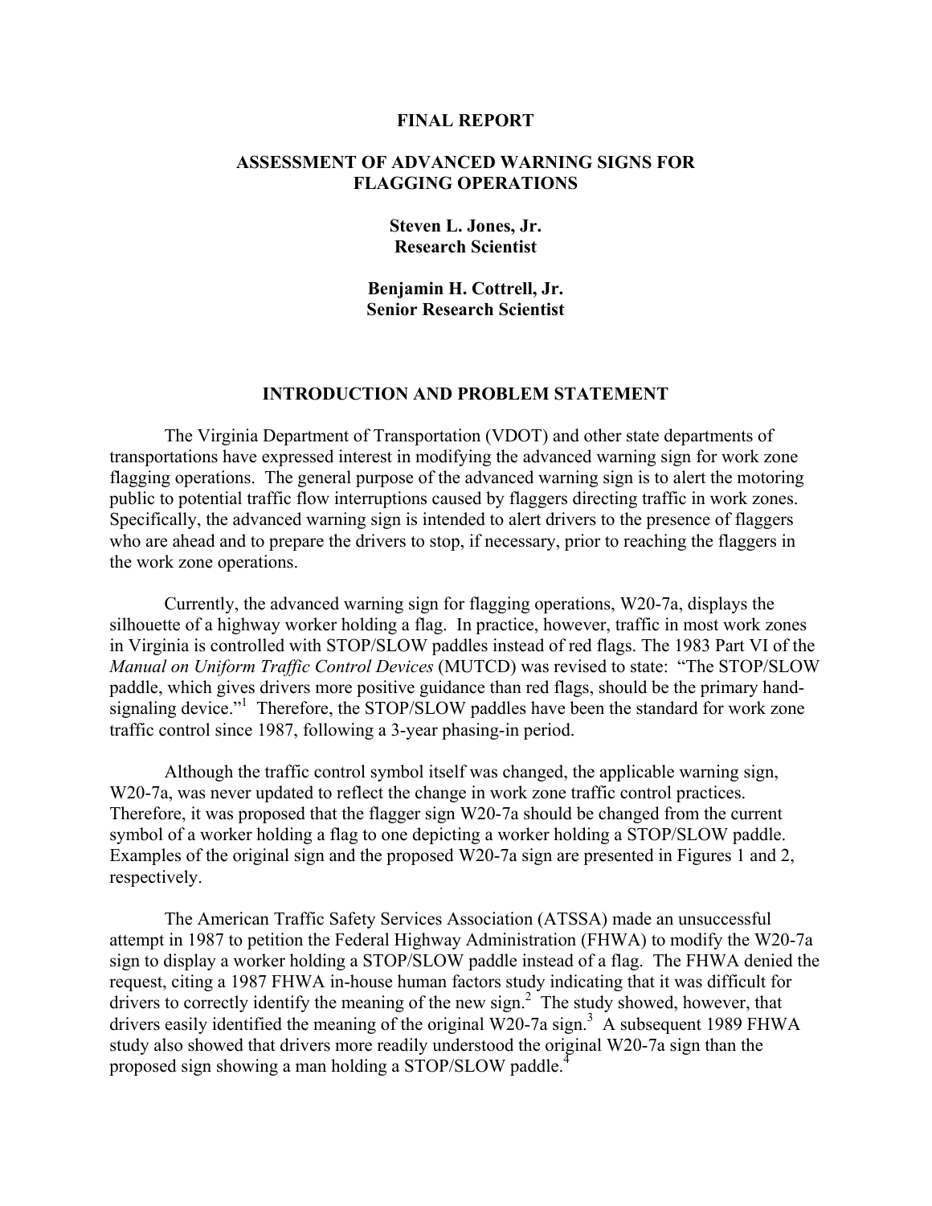**FINAL REPORT**

# ASSESSMENT OF ADVANCED WARNING SIGNS FOR FLAGGING OPERATIONS

**Steven L. Jones, Jr.**
**Research Scientist**

**Benjamin H. Cottrell, Jr.**
**Senior Research Scientist**

## INTRODUCTION AND PROBLEM STATEMENT

The Virginia Department of Transportation (VDOT) and other state departments of transportations have expressed interest in modifying the advanced warning sign for work zone flagging operations. The general purpose of the advanced warning sign is to alert the motoring public to potential traffic flow interruptions caused by flaggers directing traffic in work zones. Specifically, the advanced warning sign is intended to alert drivers to the presence of flaggers who are ahead and to prepare the drivers to stop, if necessary, prior to reaching the flaggers in the work zone operations.

Currently, the advanced warning sign for flagging operations, W20-7a, displays the silhouette of a highway worker holding a flag. In practice, however, traffic in most work zones in Virginia is controlled with STOP/SLOW paddles instead of red flags. The 1983 Part VI of the *Manual on Uniform Traffic Control Devices* (MUTCD) was revised to state: "The STOP/SLOW paddle, which gives drivers more positive guidance than red flags, should be the primary hand-signaling device."[1] Therefore, the STOP/SLOW paddles have been the standard for work zone traffic control since 1987, following a 3-year phasing-in period.

Although the traffic control symbol itself was changed, the applicable warning sign, W20-7a, was never updated to reflect the change in work zone traffic control practices. Therefore, it was proposed that the flagger sign W20-7a should be changed from the current symbol of a worker holding a flag to one depicting a worker holding a STOP/SLOW paddle. Examples of the original sign and the proposed W20-7a sign are presented in Figures 1 and 2, respectively.

The American Traffic Safety Services Association (ATSSA) made an unsuccessful attempt in 1987 to petition the Federal Highway Administration (FHWA) to modify the W20-7a sign to display a worker holding a STOP/SLOW paddle instead of a flag. The FHWA denied the request, citing a 1987 FHWA in-house human factors study indicating that it was difficult for drivers to correctly identify the meaning of the new sign.[2] The study showed, however, that drivers easily identified the meaning of the original W20-7a sign.[3] A subsequent 1989 FHWA study also showed that drivers more readily understood the original W20-7a sign than the proposed sign showing a man holding a STOP/SLOW paddle.[4]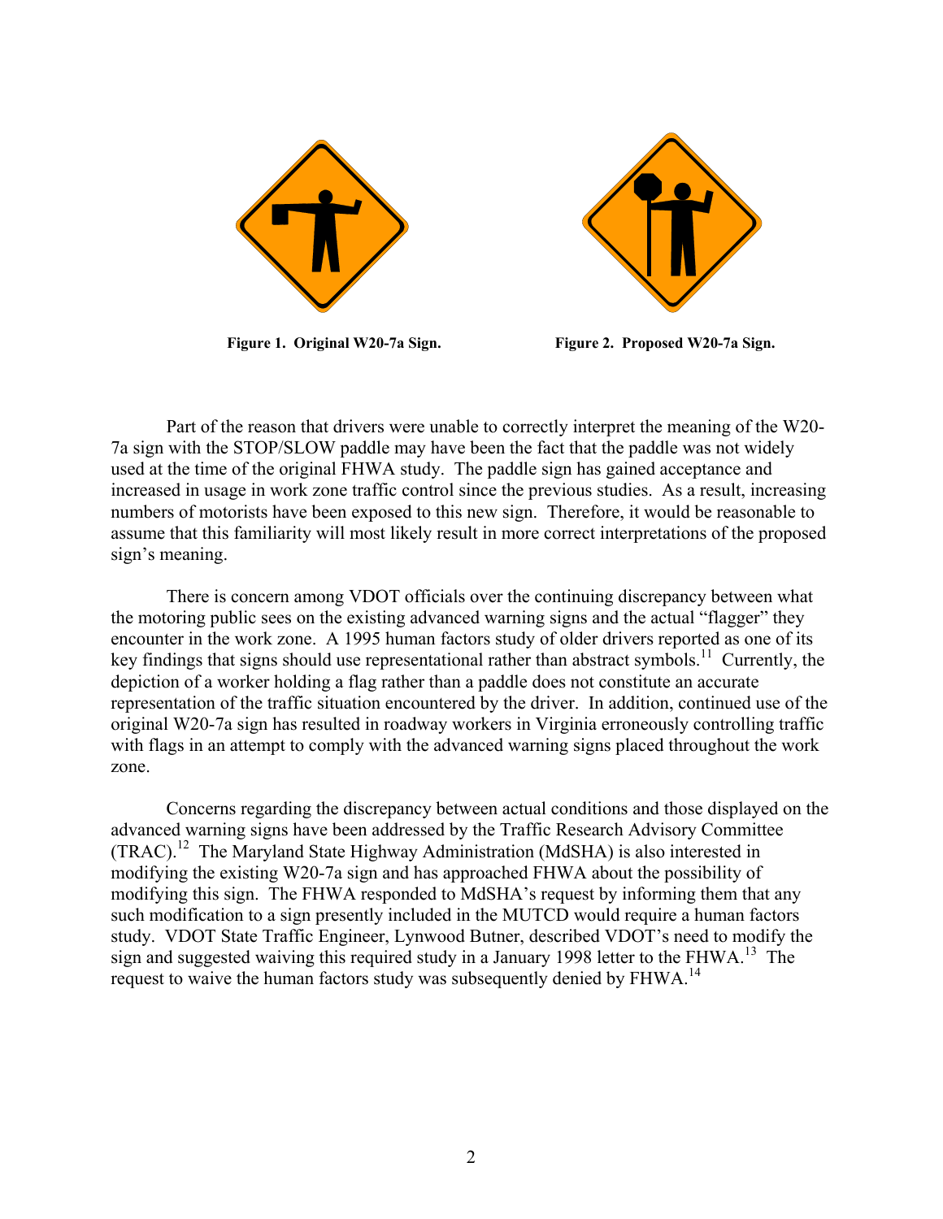**Figure 1. Original W20-7a Sign.**

**Figure 2. Proposed W20-7a Sign.**

Part of the reason that drivers were unable to correctly interpret the meaning of the W20-7a sign with the STOP/SLOW paddle may have been the fact that the paddle was not widely used at the time of the original FHWA study. The paddle sign has gained acceptance and increased in usage in work zone traffic control since the previous studies. As a result, increasing numbers of motorists have been exposed to this new sign. Therefore, it would be reasonable to assume that this familiarity will most likely result in more correct interpretations of the proposed sign's meaning.

There is concern among VDOT officials over the continuing discrepancy between what the motoring public sees on the existing advanced warning signs and the actual "flagger" they encounter in the work zone. A 1995 human factors study of older drivers reported as one of its key findings that signs should use representational rather than abstract symbols.[11] Currently, the depiction of a worker holding a flag rather than a paddle does not constitute an accurate representation of the traffic situation encountered by the driver. In addition, continued use of the original W20-7a sign has resulted in roadway workers in Virginia erroneously controlling traffic with flags in an attempt to comply with the advanced warning signs placed throughout the work zone.

Concerns regarding the discrepancy between actual conditions and those displayed on the advanced warning signs have been addressed by the Traffic Research Advisory Committee (TRAC).[12] The Maryland State Highway Administration (MdSHA) is also interested in modifying the existing W20-7a sign and has approached FHWA about the possibility of modifying this sign. The FHWA responded to MdSHA's request by informing them that any such modification to a sign presently included in the MUTCD would require a human factors study. VDOT State Traffic Engineer, Lynwood Butner, described VDOT's need to modify the sign and suggested waiving this required study in a January 1998 letter to the FHWA.[13] The request to waive the human factors study was subsequently denied by FHWA.[14]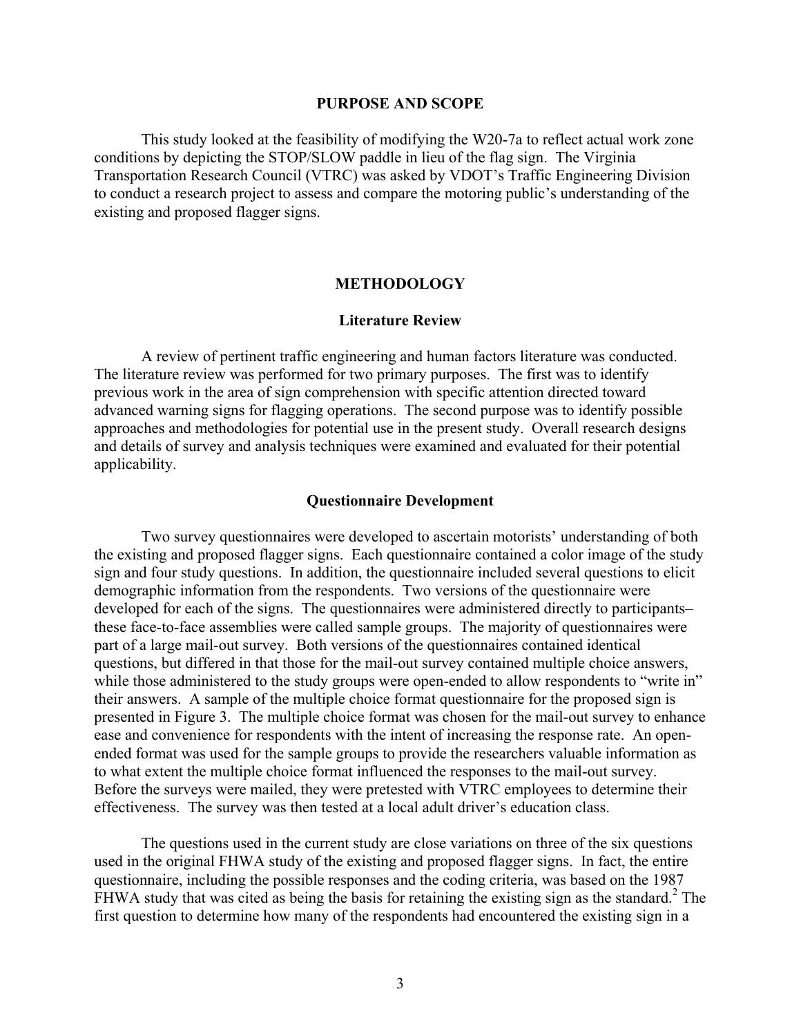## PURPOSE AND SCOPE

This study looked at the feasibility of modifying the W20-7a to reflect actual work zone conditions by depicting the STOP/SLOW paddle in lieu of the flag sign. The Virginia Transportation Research Council (VTRC) was asked by VDOT's Traffic Engineering Division to conduct a research project to assess and compare the motoring public's understanding of the existing and proposed flagger signs.

## METHODOLOGY

### Literature Review

A review of pertinent traffic engineering and human factors literature was conducted. The literature review was performed for two primary purposes. The first was to identify previous work in the area of sign comprehension with specific attention directed toward advanced warning signs for flagging operations. The second purpose was to identify possible approaches and methodologies for potential use in the present study. Overall research designs and details of survey and analysis techniques were examined and evaluated for their potential applicability.

### Questionnaire Development

Two survey questionnaires were developed to ascertain motorists' understanding of both the existing and proposed flagger signs. Each questionnaire contained a color image of the study sign and four study questions. In addition, the questionnaire included several questions to elicit demographic information from the respondents. Two versions of the questionnaire were developed for each of the signs. The questionnaires were administered directly to participants– these face-to-face assemblies were called sample groups. The majority of questionnaires were part of a large mail-out survey. Both versions of the questionnaires contained identical questions, but differed in that those for the mail-out survey contained multiple choice answers, while those administered to the study groups were open-ended to allow respondents to "write in" their answers. A sample of the multiple choice format questionnaire for the proposed sign is presented in Figure 3. The multiple choice format was chosen for the mail-out survey to enhance ease and convenience for respondents with the intent of increasing the response rate. An open-ended format was used for the sample groups to provide the researchers valuable information as to what extent the multiple choice format influenced the responses to the mail-out survey. Before the surveys were mailed, they were pretested with VTRC employees to determine their effectiveness. The survey was then tested at a local adult driver's education class.

The questions used in the current study are close variations on three of the six questions used in the original FHWA study of the existing and proposed flagger signs. In fact, the entire questionnaire, including the possible responses and the coding criteria, was based on the 1987 FHWA study that was cited as being the basis for retaining the existing sign as the standard.[2] The first question to determine how many of the respondents had encountered the existing sign in a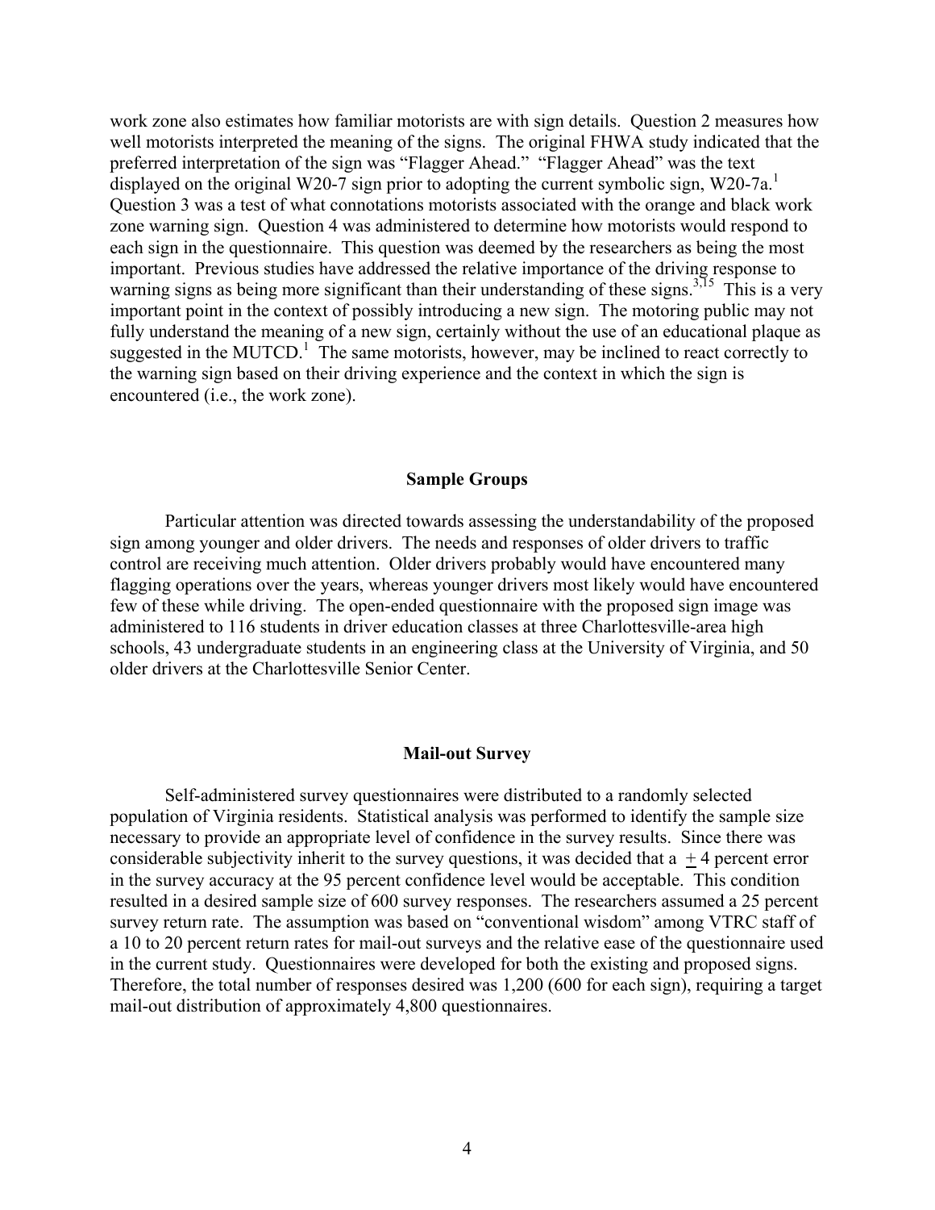work zone also estimates how familiar motorists are with sign details. Question 2 measures how well motorists interpreted the meaning of the signs. The original FHWA study indicated that the preferred interpretation of the sign was "Flagger Ahead." "Flagger Ahead" was the text displayed on the original W20-7 sign prior to adopting the current symbolic sign, W20-7a.[1] Question 3 was a test of what connotations motorists associated with the orange and black work zone warning sign. Question 4 was administered to determine how motorists would respond to each sign in the questionnaire. This question was deemed by the researchers as being the most important. Previous studies have addressed the relative importance of the driving response to warning signs as being more significant than their understanding of these signs.[3,15] This is a very important point in the context of possibly introducing a new sign. The motoring public may not fully understand the meaning of a new sign, certainly without the use of an educational plaque as suggested in the MUTCD.[1] The same motorists, however, may be inclined to react correctly to the warning sign based on their driving experience and the context in which the sign is encountered (i.e., the work zone).

## Sample Groups

Particular attention was directed towards assessing the understandability of the proposed sign among younger and older drivers. The needs and responses of older drivers to traffic control are receiving much attention. Older drivers probably would have encountered many flagging operations over the years, whereas younger drivers most likely would have encountered few of these while driving. The open-ended questionnaire with the proposed sign image was administered to 116 students in driver education classes at three Charlottesville-area high schools, 43 undergraduate students in an engineering class at the University of Virginia, and 50 older drivers at the Charlottesville Senior Center.

## Mail-out Survey

Self-administered survey questionnaires were distributed to a randomly selected population of Virginia residents. Statistical analysis was performed to identify the sample size necessary to provide an appropriate level of confidence in the survey results. Since there was considerable subjectivity inherit to the survey questions, it was decided that a ± 4 percent error in the survey accuracy at the 95 percent confidence level would be acceptable. This condition resulted in a desired sample size of 600 survey responses. The researchers assumed a 25 percent survey return rate. The assumption was based on "conventional wisdom" among VTRC staff of a 10 to 20 percent return rates for mail-out surveys and the relative ease of the questionnaire used in the current study. Questionnaires were developed for both the existing and proposed signs. Therefore, the total number of responses desired was 1,200 (600 for each sign), requiring a target mail-out distribution of approximately 4,800 questionnaires.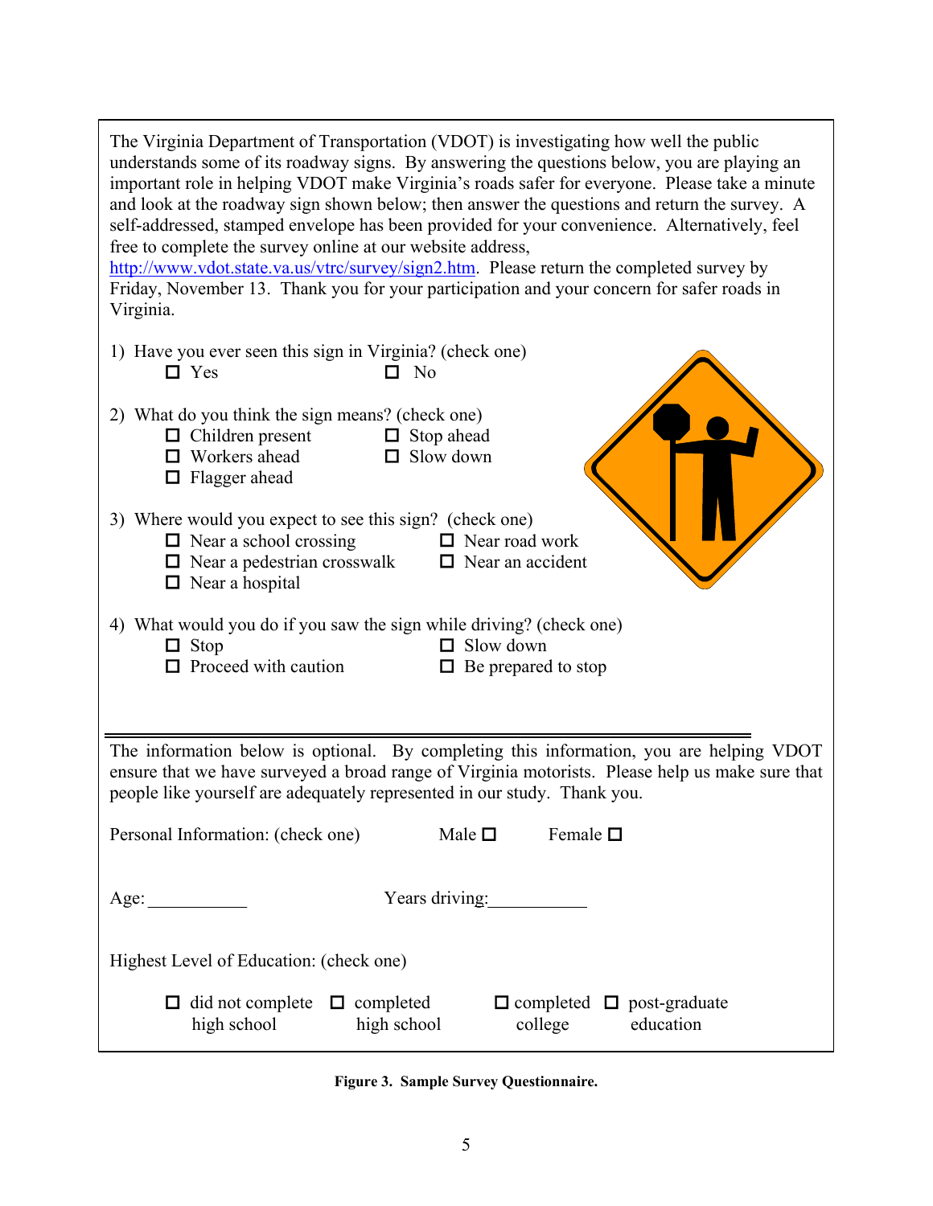The Virginia Department of Transportation (VDOT) is investigating how well the public understands some of its roadway signs. By answering the questions below, you are playing an important role in helping VDOT make Virginia's roads safer for everyone. Please take a minute and look at the roadway sign shown below; then answer the questions and return the survey. A self-addressed, stamped envelope has been provided for your convenience. Alternatively, feel free to complete the survey online at our website address, http://www.vdot.state.va.us/vtrc/survey/sign2.htm. Please return the completed survey by Friday, November 13. Thank you for your participation and your concern for safer roads in Virginia.

1) Have you ever seen this sign in Virginia? (check one)
   - ☐ Yes
   - ☐ No

2) What do you think the sign means? (check one)
   - ☐ Children present
   - ☐ Stop ahead
   - ☐ Workers ahead
   - ☐ Slow down
   - ☐ Flagger ahead

3) Where would you expect to see this sign? (check one)
   - ☐ Near a school crossing
   - ☐ Near road work
   - ☐ Near a pedestrian crosswalk
   - ☐ Near an accident
   - ☐ Near a hospital

4) What would you do if you saw the sign while driving? (check one)
   - ☐ Stop
   - ☐ Slow down
   - ☐ Proceed with caution
   - ☐ Be prepared to stop

---

The information below is optional. By completing this information, you are helping VDOT ensure that we have surveyed a broad range of Virginia motorists. Please help us make sure that people like yourself are adequately represented in our study. Thank you.

Personal Information: (check one) Male ☐ Female ☐

Age: ___________ Years driving: ___________

Highest Level of Education: (check one)

- ☐ did not complete high school
- ☐ completed high school
- ☐ completed college
- ☐ post-graduate education

**Figure 3. Sample Survey Questionnaire.**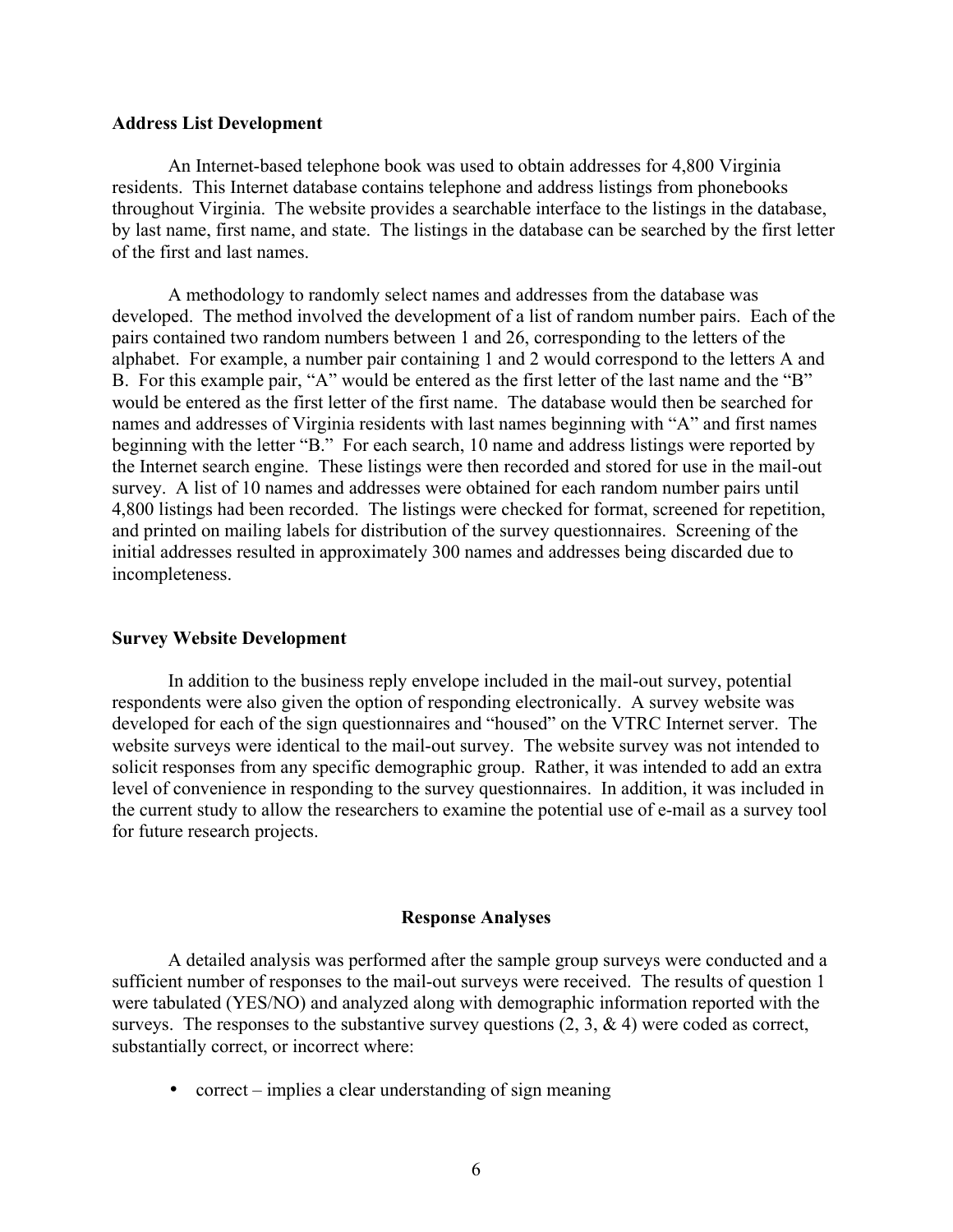### Address List Development

An Internet-based telephone book was used to obtain addresses for 4,800 Virginia residents. This Internet database contains telephone and address listings from phonebooks throughout Virginia. The website provides a searchable interface to the listings in the database, by last name, first name, and state. The listings in the database can be searched by the first letter of the first and last names.

A methodology to randomly select names and addresses from the database was developed. The method involved the development of a list of random number pairs. Each of the pairs contained two random numbers between 1 and 26, corresponding to the letters of the alphabet. For example, a number pair containing 1 and 2 would correspond to the letters A and B. For this example pair, "A" would be entered as the first letter of the last name and the "B" would be entered as the first letter of the first name. The database would then be searched for names and addresses of Virginia residents with last names beginning with "A" and first names beginning with the letter "B." For each search, 10 name and address listings were reported by the Internet search engine. These listings were then recorded and stored for use in the mail-out survey. A list of 10 names and addresses were obtained for each random number pairs until 4,800 listings had been recorded. The listings were checked for format, screened for repetition, and printed on mailing labels for distribution of the survey questionnaires. Screening of the initial addresses resulted in approximately 300 names and addresses being discarded due to incompleteness.

### Survey Website Development

In addition to the business reply envelope included in the mail-out survey, potential respondents were also given the option of responding electronically. A survey website was developed for each of the sign questionnaires and "housed" on the VTRC Internet server. The website surveys were identical to the mail-out survey. The website survey was not intended to solicit responses from any specific demographic group. Rather, it was intended to add an extra level of convenience in responding to the survey questionnaires. In addition, it was included in the current study to allow the researchers to examine the potential use of e-mail as a survey tool for future research projects.

## Response Analyses

A detailed analysis was performed after the sample group surveys were conducted and a sufficient number of responses to the mail-out surveys were received. The results of question 1 were tabulated (YES/NO) and analyzed along with demographic information reported with the surveys. The responses to the substantive survey questions (2, 3, & 4) were coded as correct, substantially correct, or incorrect where:

- correct – implies a clear understanding of sign meaning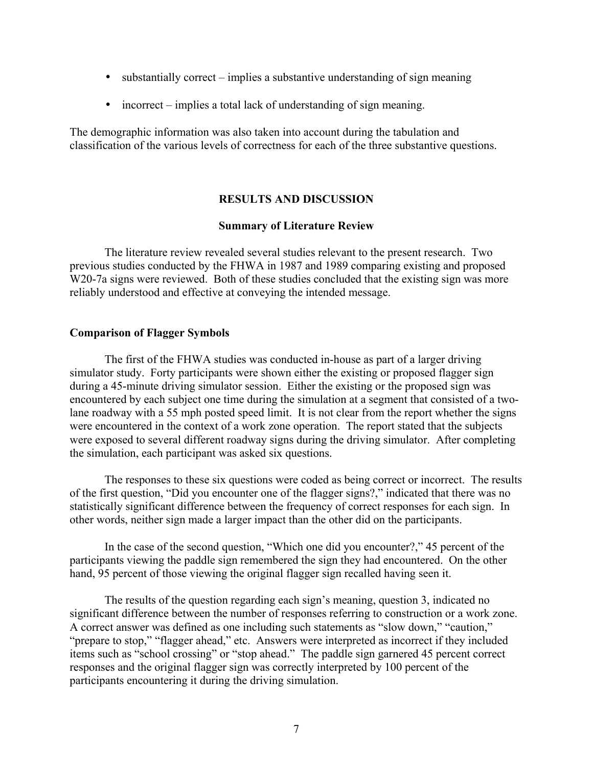- substantially correct – implies a substantive understanding of sign meaning
- incorrect – implies a total lack of understanding of sign meaning.

The demographic information was also taken into account during the tabulation and classification of the various levels of correctness for each of the three substantive questions.

## RESULTS AND DISCUSSION

### Summary of Literature Review

The literature review revealed several studies relevant to the present research. Two previous studies conducted by the FHWA in 1987 and 1989 comparing existing and proposed W20-7a signs were reviewed. Both of these studies concluded that the existing sign was more reliably understood and effective at conveying the intended message.

### Comparison of Flagger Symbols

The first of the FHWA studies was conducted in-house as part of a larger driving simulator study. Forty participants were shown either the existing or proposed flagger sign during a 45-minute driving simulator session. Either the existing or the proposed sign was encountered by each subject one time during the simulation at a segment that consisted of a two-lane roadway with a 55 mph posted speed limit. It is not clear from the report whether the signs were encountered in the context of a work zone operation. The report stated that the subjects were exposed to several different roadway signs during the driving simulator. After completing the simulation, each participant was asked six questions.

The responses to these six questions were coded as being correct or incorrect. The results of the first question, "Did you encounter one of the flagger signs?," indicated that there was no statistically significant difference between the frequency of correct responses for each sign. In other words, neither sign made a larger impact than the other did on the participants.

In the case of the second question, "Which one did you encounter?," 45 percent of the participants viewing the paddle sign remembered the sign they had encountered. On the other hand, 95 percent of those viewing the original flagger sign recalled having seen it.

The results of the question regarding each sign's meaning, question 3, indicated no significant difference between the number of responses referring to construction or a work zone. A correct answer was defined as one including such statements as "slow down," "caution," "prepare to stop," "flagger ahead," etc. Answers were interpreted as incorrect if they included items such as "school crossing" or "stop ahead." The paddle sign garnered 45 percent correct responses and the original flagger sign was correctly interpreted by 100 percent of the participants encountering it during the driving simulation.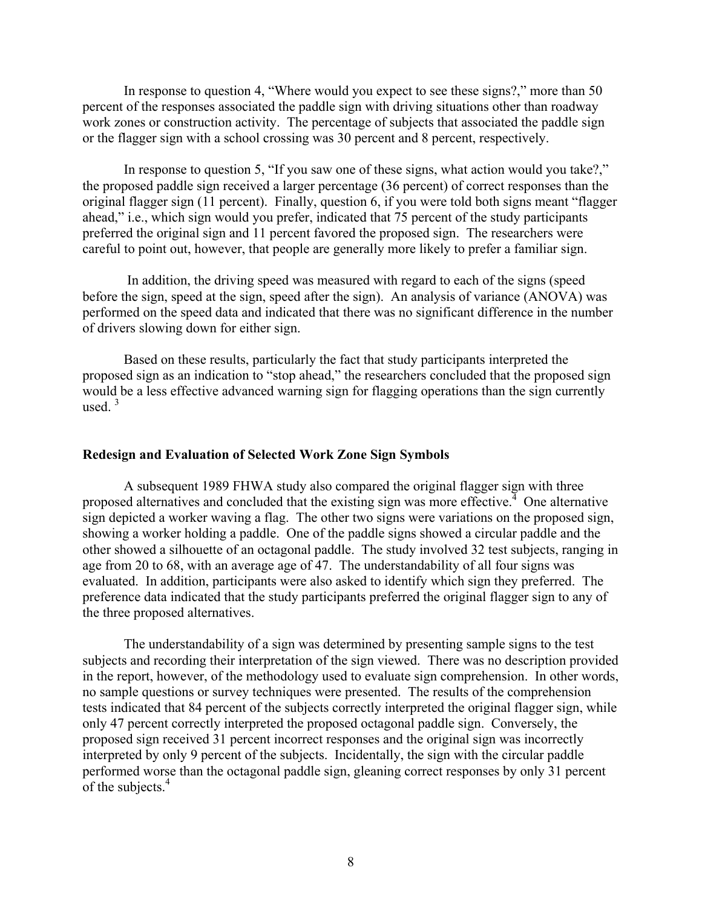In response to question 4, "Where would you expect to see these signs?," more than 50 percent of the responses associated the paddle sign with driving situations other than roadway work zones or construction activity. The percentage of subjects that associated the paddle sign or the flagger sign with a school crossing was 30 percent and 8 percent, respectively.

In response to question 5, "If you saw one of these signs, what action would you take?," the proposed paddle sign received a larger percentage (36 percent) of correct responses than the original flagger sign (11 percent). Finally, question 6, if you were told both signs meant "flagger ahead," i.e., which sign would you prefer, indicated that 75 percent of the study participants preferred the original sign and 11 percent favored the proposed sign. The researchers were careful to point out, however, that people are generally more likely to prefer a familiar sign.

In addition, the driving speed was measured with regard to each of the signs (speed before the sign, speed at the sign, speed after the sign). An analysis of variance (ANOVA) was performed on the speed data and indicated that there was no significant difference in the number of drivers slowing down for either sign.

Based on these results, particularly the fact that study participants interpreted the proposed sign as an indication to "stop ahead," the researchers concluded that the proposed sign would be a less effective advanced warning sign for flagging operations than the sign currently used. [3]

### Redesign and Evaluation of Selected Work Zone Sign Symbols

A subsequent 1989 FHWA study also compared the original flagger sign with three proposed alternatives and concluded that the existing sign was more effective.[4] One alternative sign depicted a worker waving a flag. The other two signs were variations on the proposed sign, showing a worker holding a paddle. One of the paddle signs showed a circular paddle and the other showed a silhouette of an octagonal paddle. The study involved 32 test subjects, ranging in age from 20 to 68, with an average age of 47. The understandability of all four signs was evaluated. In addition, participants were also asked to identify which sign they preferred. The preference data indicated that the study participants preferred the original flagger sign to any of the three proposed alternatives.

The understandability of a sign was determined by presenting sample signs to the test subjects and recording their interpretation of the sign viewed. There was no description provided in the report, however, of the methodology used to evaluate sign comprehension. In other words, no sample questions or survey techniques were presented. The results of the comprehension tests indicated that 84 percent of the subjects correctly interpreted the original flagger sign, while only 47 percent correctly interpreted the proposed octagonal paddle sign. Conversely, the proposed sign received 31 percent incorrect responses and the original sign was incorrectly interpreted by only 9 percent of the subjects. Incidentally, the sign with the circular paddle performed worse than the octagonal paddle sign, gleaning correct responses by only 31 percent of the subjects.[4]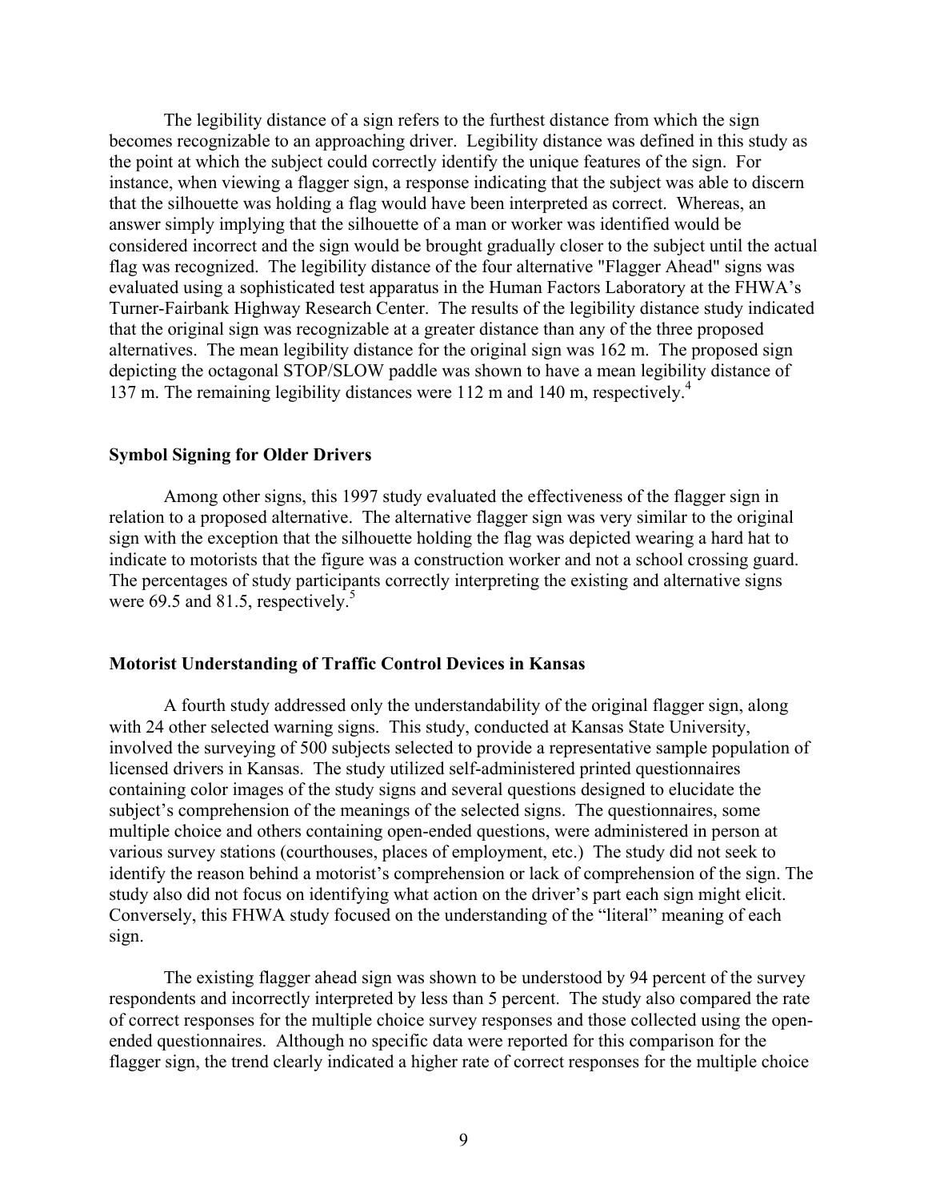The legibility distance of a sign refers to the furthest distance from which the sign becomes recognizable to an approaching driver. Legibility distance was defined in this study as the point at which the subject could correctly identify the unique features of the sign. For instance, when viewing a flagger sign, a response indicating that the subject was able to discern that the silhouette was holding a flag would have been interpreted as correct. Whereas, an answer simply implying that the silhouette of a man or worker was identified would be considered incorrect and the sign would be brought gradually closer to the subject until the actual flag was recognized. The legibility distance of the four alternative "Flagger Ahead" signs was evaluated using a sophisticated test apparatus in the Human Factors Laboratory at the FHWA's Turner-Fairbank Highway Research Center. The results of the legibility distance study indicated that the original sign was recognizable at a greater distance than any of the three proposed alternatives. The mean legibility distance for the original sign was 162 m. The proposed sign depicting the octagonal STOP/SLOW paddle was shown to have a mean legibility distance of 137 m. The remaining legibility distances were 112 m and 140 m, respectively.[4]

### Symbol Signing for Older Drivers

Among other signs, this 1997 study evaluated the effectiveness of the flagger sign in relation to a proposed alternative. The alternative flagger sign was very similar to the original sign with the exception that the silhouette holding the flag was depicted wearing a hard hat to indicate to motorists that the figure was a construction worker and not a school crossing guard. The percentages of study participants correctly interpreting the existing and alternative signs were 69.5 and 81.5, respectively.[5]

### Motorist Understanding of Traffic Control Devices in Kansas

A fourth study addressed only the understandability of the original flagger sign, along with 24 other selected warning signs. This study, conducted at Kansas State University, involved the surveying of 500 subjects selected to provide a representative sample population of licensed drivers in Kansas. The study utilized self-administered printed questionnaires containing color images of the study signs and several questions designed to elucidate the subject's comprehension of the meanings of the selected signs. The questionnaires, some multiple choice and others containing open-ended questions, were administered in person at various survey stations (courthouses, places of employment, etc.) The study did not seek to identify the reason behind a motorist's comprehension or lack of comprehension of the sign. The study also did not focus on identifying what action on the driver's part each sign might elicit. Conversely, this FHWA study focused on the understanding of the "literal" meaning of each sign.

The existing flagger ahead sign was shown to be understood by 94 percent of the survey respondents and incorrectly interpreted by less than 5 percent. The study also compared the rate of correct responses for the multiple choice survey responses and those collected using the open-ended questionnaires. Although no specific data were reported for this comparison for the flagger sign, the trend clearly indicated a higher rate of correct responses for the multiple choice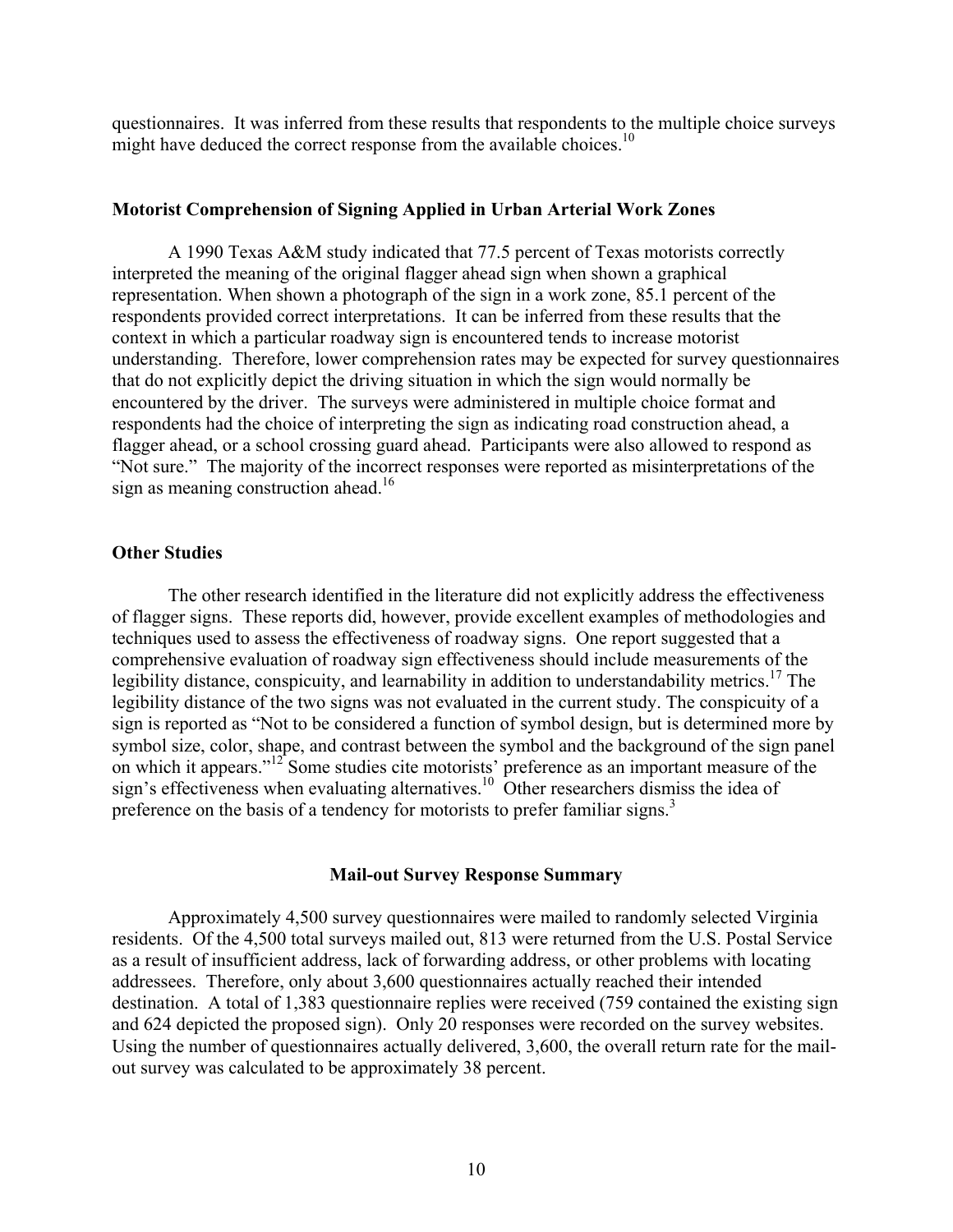questionnaires. It was inferred from these results that respondents to the multiple choice surveys might have deduced the correct response from the available choices.[10]

### Motorist Comprehension of Signing Applied in Urban Arterial Work Zones

A 1990 Texas A&M study indicated that 77.5 percent of Texas motorists correctly interpreted the meaning of the original flagger ahead sign when shown a graphical representation. When shown a photograph of the sign in a work zone, 85.1 percent of the respondents provided correct interpretations. It can be inferred from these results that the context in which a particular roadway sign is encountered tends to increase motorist understanding. Therefore, lower comprehension rates may be expected for survey questionnaires that do not explicitly depict the driving situation in which the sign would normally be encountered by the driver. The surveys were administered in multiple choice format and respondents had the choice of interpreting the sign as indicating road construction ahead, a flagger ahead, or a school crossing guard ahead. Participants were also allowed to respond as "Not sure." The majority of the incorrect responses were reported as misinterpretations of the sign as meaning construction ahead.[16]

### Other Studies

The other research identified in the literature did not explicitly address the effectiveness of flagger signs. These reports did, however, provide excellent examples of methodologies and techniques used to assess the effectiveness of roadway signs. One report suggested that a comprehensive evaluation of roadway sign effectiveness should include measurements of the legibility distance, conspicuity, and learnability in addition to understandability metrics.[17] The legibility distance of the two signs was not evaluated in the current study. The conspicuity of a sign is reported as "Not to be considered a function of symbol design, but is determined more by symbol size, color, shape, and contrast between the symbol and the background of the sign panel on which it appears."[12] Some studies cite motorists' preference as an important measure of the sign's effectiveness when evaluating alternatives.[10] Other researchers dismiss the idea of preference on the basis of a tendency for motorists to prefer familiar signs.[3]

## Mail-out Survey Response Summary

Approximately 4,500 survey questionnaires were mailed to randomly selected Virginia residents. Of the 4,500 total surveys mailed out, 813 were returned from the U.S. Postal Service as a result of insufficient address, lack of forwarding address, or other problems with locating addressees. Therefore, only about 3,600 questionnaires actually reached their intended destination. A total of 1,383 questionnaire replies were received (759 contained the existing sign and 624 depicted the proposed sign). Only 20 responses were recorded on the survey websites. Using the number of questionnaires actually delivered, 3,600, the overall return rate for the mail-out survey was calculated to be approximately 38 percent.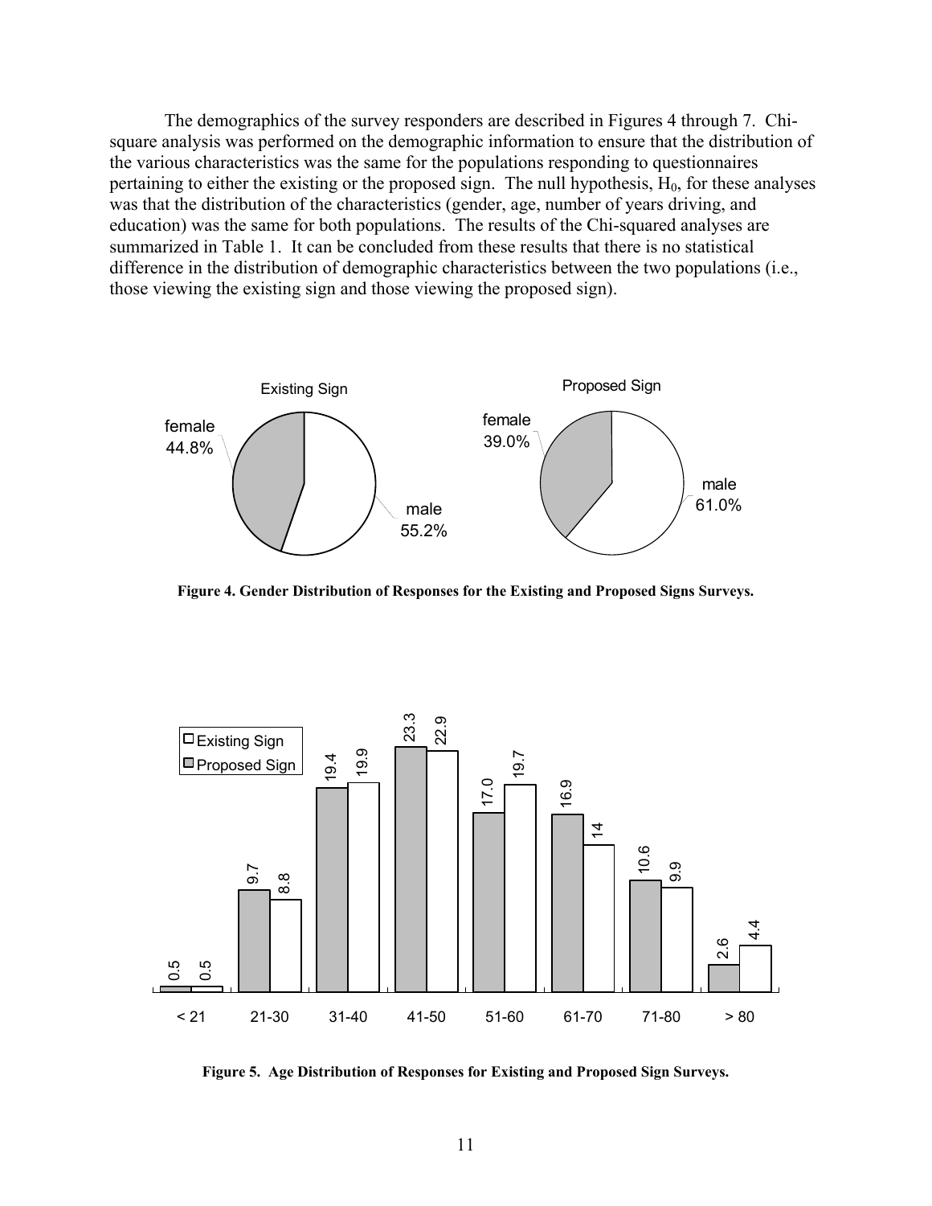The demographics of the survey responders are described in Figures 4 through 7. Chi-square analysis was performed on the demographic information to ensure that the distribution of the various characteristics was the same for the populations responding to questionnaires pertaining to either the existing or the proposed sign. The null hypothesis, $H_0$, for these analyses was that the distribution of the characteristics (gender, age, number of years driving, and education) was the same for both populations. The results of the Chi-squared analyses are summarized in Table 1. It can be concluded from these results that there is no statistical difference in the distribution of demographic characteristics between the two populations (i.e., those viewing the existing sign and those viewing the proposed sign).

**Figure 4. Gender Distribution of Responses for the Existing and Proposed Signs Surveys.**

**Figure 5. Age Distribution of Responses for Existing and Proposed Sign Surveys.**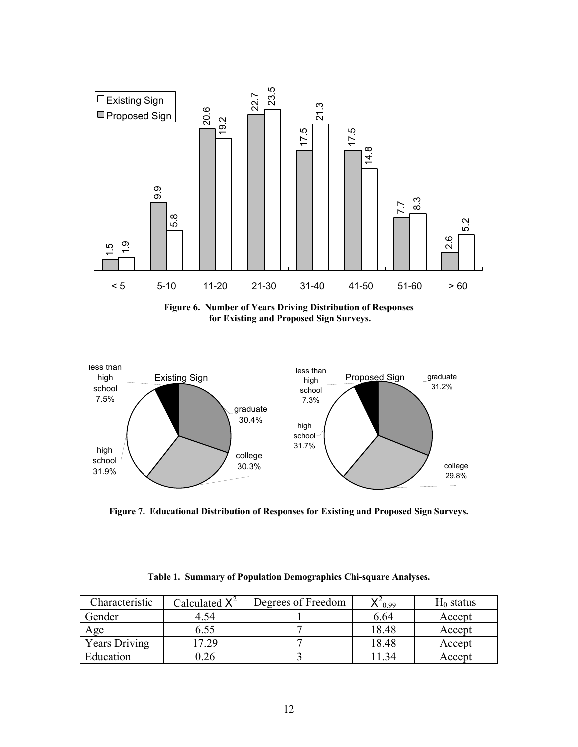Figure 6. Number of Years Driving Distribution of Responses for Existing and Proposed Sign Surveys.

Figure 7. Educational Distribution of Responses for Existing and Proposed Sign Surveys.

Table 1. Summary of Population Demographics Chi-square Analyses.

| Characteristic | Calculated $X^2$ | Degrees of Freedom | $X^2_{0.99}$ | $H_0$ status |
| --- | --- | --- | --- | --- |
| Gender | 4.54 | 1 | 6.64 | Accept |
| Age | 6.55 | 7 | 18.48 | Accept |
| Years Driving | 17.29 | 7 | 18.48 | Accept |
| Education | 0.26 | 3 | 11.34 | Accept |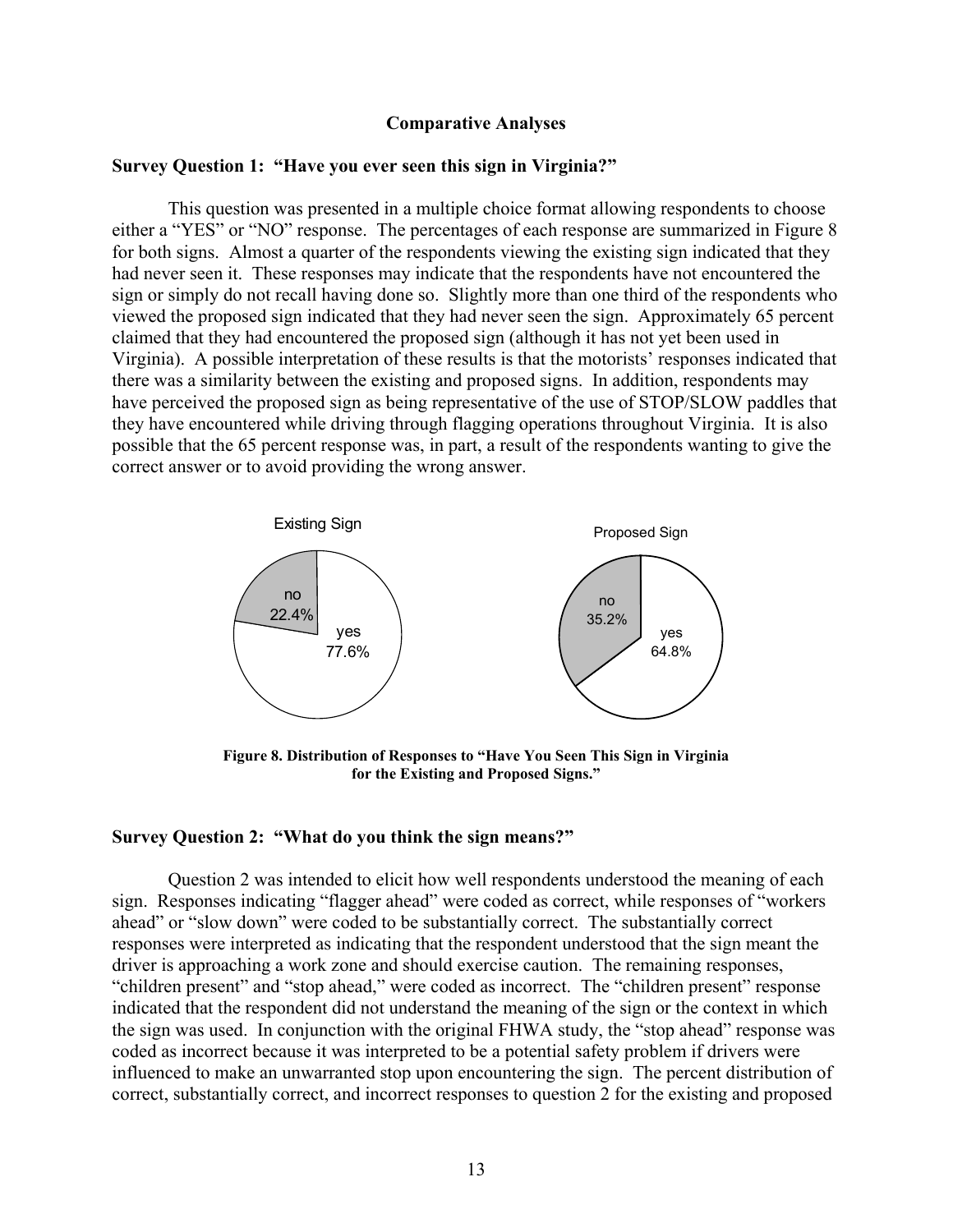### Comparative Analyses

**Survey Question 1: "Have you ever seen this sign in Virginia?"**

This question was presented in a multiple choice format allowing respondents to choose either a "YES" or "NO" response. The percentages of each response are summarized in Figure 8 for both signs. Almost a quarter of the respondents viewing the existing sign indicated that they had never seen it. These responses may indicate that the respondents have not encountered the sign or simply do not recall having done so. Slightly more than one third of the respondents who viewed the proposed sign indicated that they had never seen the sign. Approximately 65 percent claimed that they had encountered the proposed sign (although it has not yet been used in Virginia). A possible interpretation of these results is that the motorists' responses indicated that there was a similarity between the existing and proposed signs. In addition, respondents may have perceived the proposed sign as being representative of the use of STOP/SLOW paddles that they have encountered while driving through flagging operations throughout Virginia. It is also possible that the 65 percent response was, in part, a result of the respondents wanting to give the correct answer or to avoid providing the wrong answer.

Existing Sign: no 22.4%, yes 77.6%

Proposed Sign: no 35.2%, yes 64.8%

**Figure 8. Distribution of Responses to "Have You Seen This Sign in Virginia for the Existing and Proposed Signs."**

**Survey Question 2: "What do you think the sign means?"**

Question 2 was intended to elicit how well respondents understood the meaning of each sign. Responses indicating "flagger ahead" were coded as correct, while responses of "workers ahead" or "slow down" were coded to be substantially correct. The substantially correct responses were interpreted as indicating that the respondent understood that the sign meant the driver is approaching a work zone and should exercise caution. The remaining responses, "children present" and "stop ahead," were coded as incorrect. The "children present" response indicated that the respondent did not understand the meaning of the sign or the context in which the sign was used. In conjunction with the original FHWA study, the "stop ahead" response was coded as incorrect because it was interpreted to be a potential safety problem if drivers were influenced to make an unwarranted stop upon encountering the sign. The percent distribution of correct, substantially correct, and incorrect responses to question 2 for the existing and proposed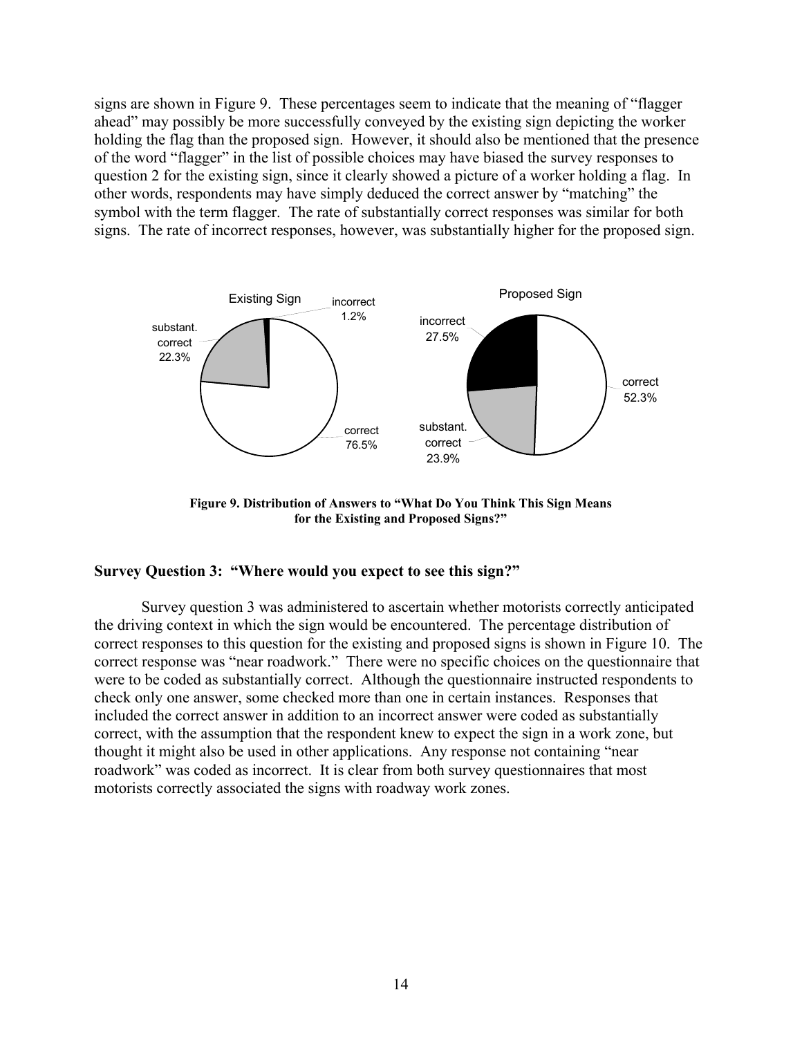signs are shown in Figure 9. These percentages seem to indicate that the meaning of "flagger ahead" may possibly be more successfully conveyed by the existing sign depicting the worker holding the flag than the proposed sign. However, it should also be mentioned that the presence of the word "flagger" in the list of possible choices may have biased the survey responses to question 2 for the existing sign, since it clearly showed a picture of a worker holding a flag. In other words, respondents may have simply deduced the correct answer by "matching" the symbol with the term flagger. The rate of substantially correct responses was similar for both signs. The rate of incorrect responses, however, was substantially higher for the proposed sign.

**Figure 9. Distribution of Answers to "What Do You Think This Sign Means for the Existing and Proposed Signs?"**

### Survey Question 3: "Where would you expect to see this sign?"

Survey question 3 was administered to ascertain whether motorists correctly anticipated the driving context in which the sign would be encountered. The percentage distribution of correct responses to this question for the existing and proposed signs is shown in Figure 10. The correct response was "near roadwork." There were no specific choices on the questionnaire that were to be coded as substantially correct. Although the questionnaire instructed respondents to check only one answer, some checked more than one in certain instances. Responses that included the correct answer in addition to an incorrect answer were coded as substantially correct, with the assumption that the respondent knew to expect the sign in a work zone, but thought it might also be used in other applications. Any response not containing "near roadwork" was coded as incorrect. It is clear from both survey questionnaires that most motorists correctly associated the signs with roadway work zones.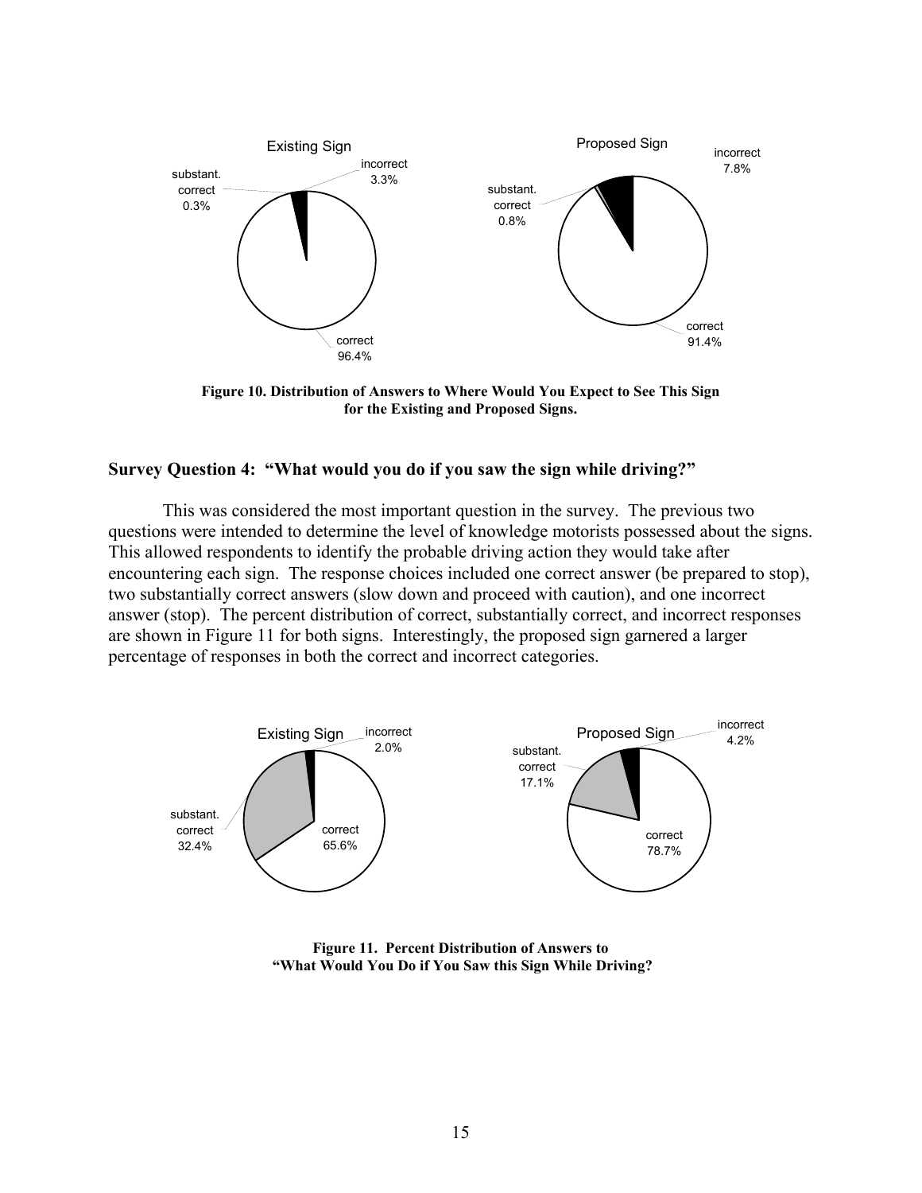Existing Sign

- substant. correct 0.3%
- incorrect 3.3%
- correct 96.4%

Proposed Sign

- substant. correct 0.8%
- incorrect 7.8%
- correct 91.4%

**Figure 10. Distribution of Answers to Where Would You Expect to See This Sign for the Existing and Proposed Signs.**

## Survey Question 4: "What would you do if you saw the sign while driving?"

This was considered the most important question in the survey. The previous two questions were intended to determine the level of knowledge motorists possessed about the signs. This allowed respondents to identify the probable driving action they would take after encountering each sign. The response choices included one correct answer (be prepared to stop), two substantially correct answers (slow down and proceed with caution), and one incorrect answer (stop). The percent distribution of correct, substantially correct, and incorrect responses are shown in Figure 11 for both signs. Interestingly, the proposed sign garnered a larger percentage of responses in both the correct and incorrect categories.

Existing Sign

- incorrect 2.0%
- substant. correct 32.4%
- correct 65.6%

Proposed Sign

- incorrect 4.2%
- substant. correct 17.1%
- correct 78.7%

**Figure 11. Percent Distribution of Answers to "What Would You Do if You Saw this Sign While Driving?**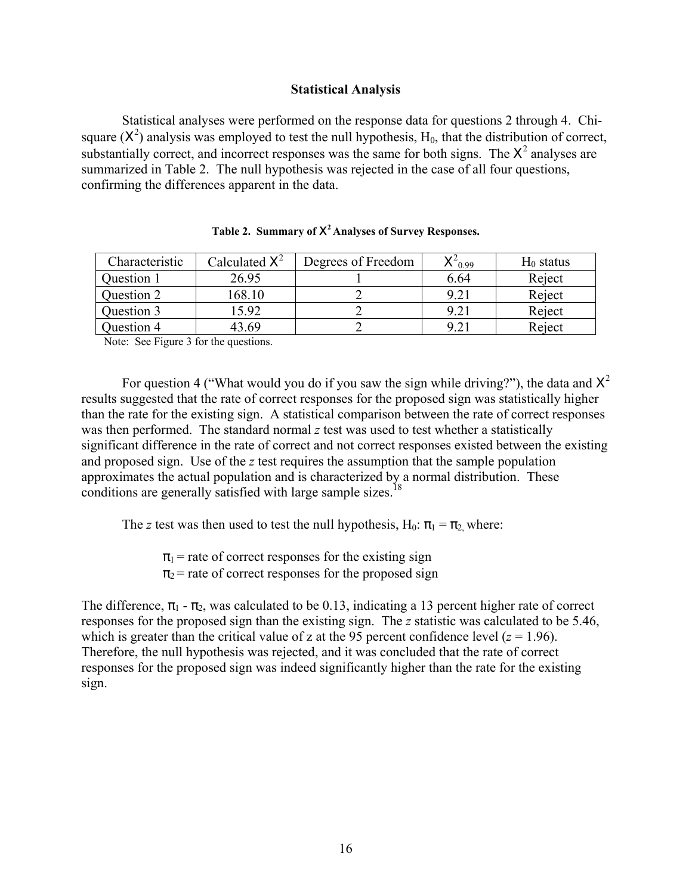### Statistical Analysis

Statistical analyses were performed on the response data for questions 2 through 4. Chi-square ($\chi^2$) analysis was employed to test the null hypothesis, $H_0$, that the distribution of correct, substantially correct, and incorrect responses was the same for both signs. The $\chi^2$ analyses are summarized in Table 2. The null hypothesis was rejected in the case of all four questions, confirming the differences apparent in the data.

**Table 2. Summary of $\chi^2$ Analyses of Survey Responses.**

| Characteristic | Calculated $\chi^2$ | Degrees of Freedom | $\chi^2_{0.99}$ | $H_0$ status |
|---|---|---|---|---|
| Question 1 | 26.95 | 1 | 6.64 | Reject |
| Question 2 | 168.10 | 2 | 9.21 | Reject |
| Question 3 | 15.92 | 2 | 9.21 | Reject |
| Question 4 | 43.69 | 2 | 9.21 | Reject |

Note: See Figure 3 for the questions.

For question 4 ("What would you do if you saw the sign while driving?"), the data and $\chi^2$ results suggested that the rate of correct responses for the proposed sign was statistically higher than the rate for the existing sign. A statistical comparison between the rate of correct responses was then performed. The standard normal *z* test was used to test whether a statistically significant difference in the rate of correct and not correct responses existed between the existing and proposed sign. Use of the *z* test requires the assumption that the sample population approximates the actual population and is characterized by a normal distribution. These conditions are generally satisfied with large sample sizes.[18]

The *z* test was then used to test the null hypothesis, $H_0$: $\pi_1 = \pi_2$, where:

$\pi_1$ = rate of correct responses for the existing sign
$\pi_2$ = rate of correct responses for the proposed sign

The difference, $\pi_1 - \pi_2$, was calculated to be 0.13, indicating a 13 percent higher rate of correct responses for the proposed sign than the existing sign. The *z* statistic was calculated to be 5.46, which is greater than the critical value of *z* at the 95 percent confidence level ($z = 1.96$). Therefore, the null hypothesis was rejected, and it was concluded that the rate of correct responses for the proposed sign was indeed significantly higher than the rate for the existing sign.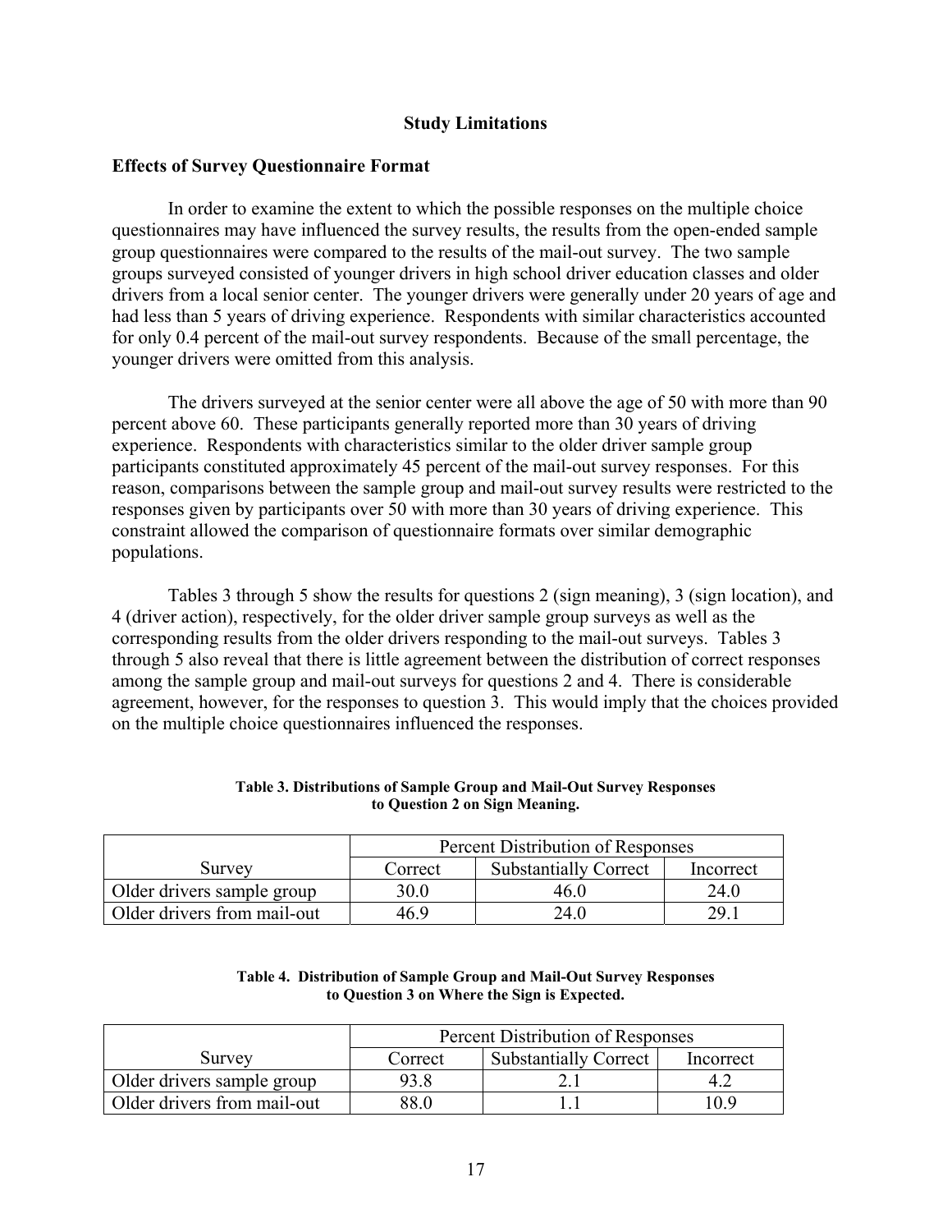## Study Limitations

### Effects of Survey Questionnaire Format

In order to examine the extent to which the possible responses on the multiple choice questionnaires may have influenced the survey results, the results from the open-ended sample group questionnaires were compared to the results of the mail-out survey. The two sample groups surveyed consisted of younger drivers in high school driver education classes and older drivers from a local senior center. The younger drivers were generally under 20 years of age and had less than 5 years of driving experience. Respondents with similar characteristics accounted for only 0.4 percent of the mail-out survey respondents. Because of the small percentage, the younger drivers were omitted from this analysis.

The drivers surveyed at the senior center were all above the age of 50 with more than 90 percent above 60. These participants generally reported more than 30 years of driving experience. Respondents with characteristics similar to the older driver sample group participants constituted approximately 45 percent of the mail-out survey responses. For this reason, comparisons between the sample group and mail-out survey results were restricted to the responses given by participants over 50 with more than 30 years of driving experience. This constraint allowed the comparison of questionnaire formats over similar demographic populations.

Tables 3 through 5 show the results for questions 2 (sign meaning), 3 (sign location), and 4 (driver action), respectively, for the older driver sample group surveys as well as the corresponding results from the older drivers responding to the mail-out surveys. Tables 3 through 5 also reveal that there is little agreement between the distribution of correct responses among the sample group and mail-out surveys for questions 2 and 4. There is considerable agreement, however, for the responses to question 3. This would imply that the choices provided on the multiple choice questionnaires influenced the responses.

**Table 3. Distributions of Sample Group and Mail-Out Survey Responses to Question 2 on Sign Meaning.**

| Survey | Percent Distribution of Responses | | |
|---|---|---|---|
| | Correct | Substantially Correct | Incorrect |
| Older drivers sample group | 30.0 | 46.0 | 24.0 |
| Older drivers from mail-out | 46.9 | 24.0 | 29.1 |

**Table 4. Distribution of Sample Group and Mail-Out Survey Responses to Question 3 on Where the Sign is Expected.**

| Survey | Percent Distribution of Responses | | |
|---|---|---|---|
| | Correct | Substantially Correct | Incorrect |
| Older drivers sample group | 93.8 | 2.1 | 4.2 |
| Older drivers from mail-out | 88.0 | 1.1 | 10.9 |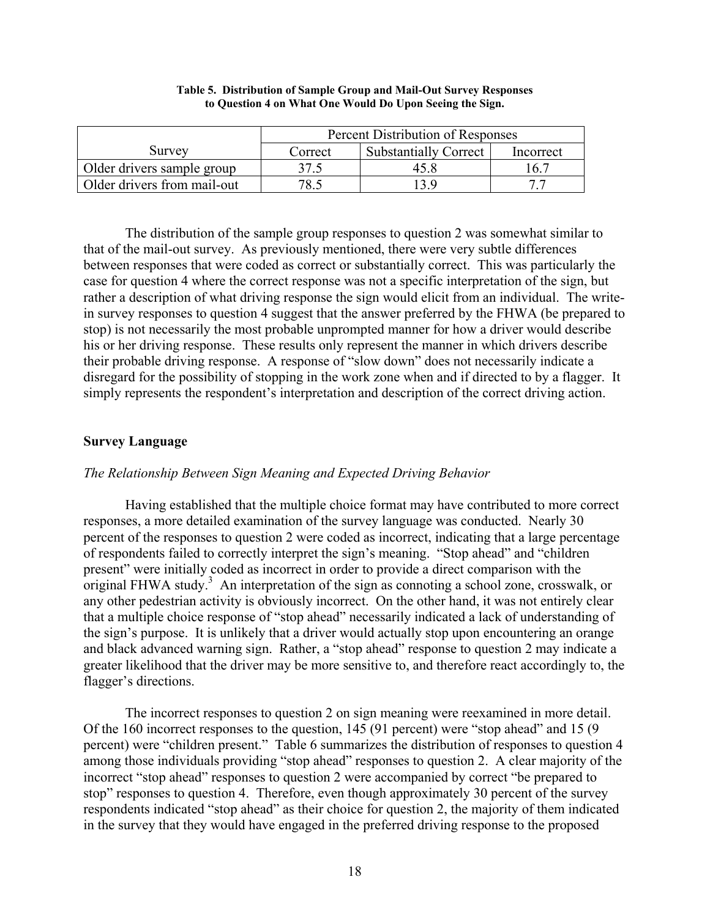**Table 5. Distribution of Sample Group and Mail-Out Survey Responses to Question 4 on What One Would Do Upon Seeing the Sign.**

| Survey | Percent Distribution of Responses | | |
|---|---|---|---|
| | Correct | Substantially Correct | Incorrect |
| Older drivers sample group | 37.5 | 45.8 | 16.7 |
| Older drivers from mail-out | 78.5 | 13.9 | 7.7 |

The distribution of the sample group responses to question 2 was somewhat similar to that of the mail-out survey. As previously mentioned, there were very subtle differences between responses that were coded as correct or substantially correct. This was particularly the case for question 4 where the correct response was not a specific interpretation of the sign, but rather a description of what driving response the sign would elicit from an individual. The write-in survey responses to question 4 suggest that the answer preferred by the FHWA (be prepared to stop) is not necessarily the most probable unprompted manner for how a driver would describe his or her driving response. These results only represent the manner in which drivers describe their probable driving response. A response of "slow down" does not necessarily indicate a disregard for the possibility of stopping in the work zone when and if directed to by a flagger. It simply represents the respondent's interpretation and description of the correct driving action.

## Survey Language

### *The Relationship Between Sign Meaning and Expected Driving Behavior*

Having established that the multiple choice format may have contributed to more correct responses, a more detailed examination of the survey language was conducted. Nearly 30 percent of the responses to question 2 were coded as incorrect, indicating that a large percentage of respondents failed to correctly interpret the sign's meaning. "Stop ahead" and "children present" were initially coded as incorrect in order to provide a direct comparison with the original FHWA study.[3] An interpretation of the sign as connoting a school zone, crosswalk, or any other pedestrian activity is obviously incorrect. On the other hand, it was not entirely clear that a multiple choice response of "stop ahead" necessarily indicated a lack of understanding of the sign's purpose. It is unlikely that a driver would actually stop upon encountering an orange and black advanced warning sign. Rather, a "stop ahead" response to question 2 may indicate a greater likelihood that the driver may be more sensitive to, and therefore react accordingly to, the flagger's directions.

The incorrect responses to question 2 on sign meaning were reexamined in more detail. Of the 160 incorrect responses to the question, 145 (91 percent) were "stop ahead" and 15 (9 percent) were "children present." Table 6 summarizes the distribution of responses to question 4 among those individuals providing "stop ahead" responses to question 2. A clear majority of the incorrect "stop ahead" responses to question 2 were accompanied by correct "be prepared to stop" responses to question 4. Therefore, even though approximately 30 percent of the survey respondents indicated "stop ahead" as their choice for question 2, the majority of them indicated in the survey that they would have engaged in the preferred driving response to the proposed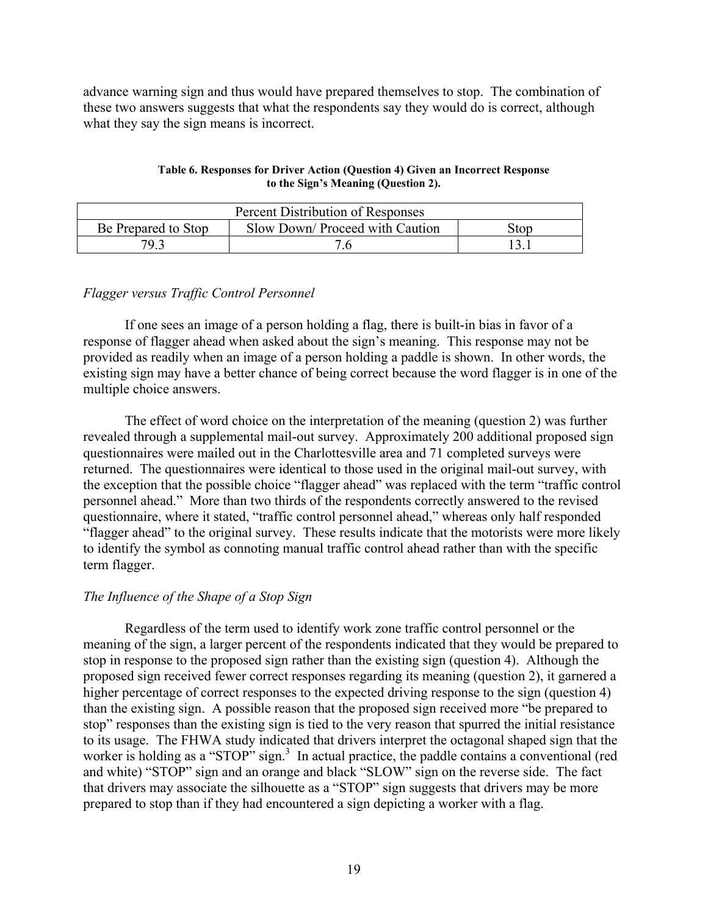advance warning sign and thus would have prepared themselves to stop. The combination of these two answers suggests that what the respondents say they would do is correct, although what they say the sign means is incorrect.

**Table 6. Responses for Driver Action (Question 4) Given an Incorrect Response to the Sign's Meaning (Question 2).**

| Percent Distribution of Responses | | |
|---|---|---|
| Be Prepared to Stop | Slow Down/ Proceed with Caution | Stop |
| 79.3 | 7.6 | 13.1 |

*Flagger versus Traffic Control Personnel*

If one sees an image of a person holding a flag, there is built-in bias in favor of a response of flagger ahead when asked about the sign's meaning. This response may not be provided as readily when an image of a person holding a paddle is shown. In other words, the existing sign may have a better chance of being correct because the word flagger is in one of the multiple choice answers.

The effect of word choice on the interpretation of the meaning (question 2) was further revealed through a supplemental mail-out survey. Approximately 200 additional proposed sign questionnaires were mailed out in the Charlottesville area and 71 completed surveys were returned. The questionnaires were identical to those used in the original mail-out survey, with the exception that the possible choice "flagger ahead" was replaced with the term "traffic control personnel ahead." More than two thirds of the respondents correctly answered to the revised questionnaire, where it stated, "traffic control personnel ahead," whereas only half responded "flagger ahead" to the original survey. These results indicate that the motorists were more likely to identify the symbol as connoting manual traffic control ahead rather than with the specific term flagger.

*The Influence of the Shape of a Stop Sign*

Regardless of the term used to identify work zone traffic control personnel or the meaning of the sign, a larger percent of the respondents indicated that they would be prepared to stop in response to the proposed sign rather than the existing sign (question 4). Although the proposed sign received fewer correct responses regarding its meaning (question 2), it garnered a higher percentage of correct responses to the expected driving response to the sign (question 4) than the existing sign. A possible reason that the proposed sign received more "be prepared to stop" responses than the existing sign is tied to the very reason that spurred the initial resistance to its usage. The FHWA study indicated that drivers interpret the octagonal shaped sign that the worker is holding as a "STOP" sign.[3] In actual practice, the paddle contains a conventional (red and white) "STOP" sign and an orange and black "SLOW" sign on the reverse side. The fact that drivers may associate the silhouette as a "STOP" sign suggests that drivers may be more prepared to stop than if they had encountered a sign depicting a worker with a flag.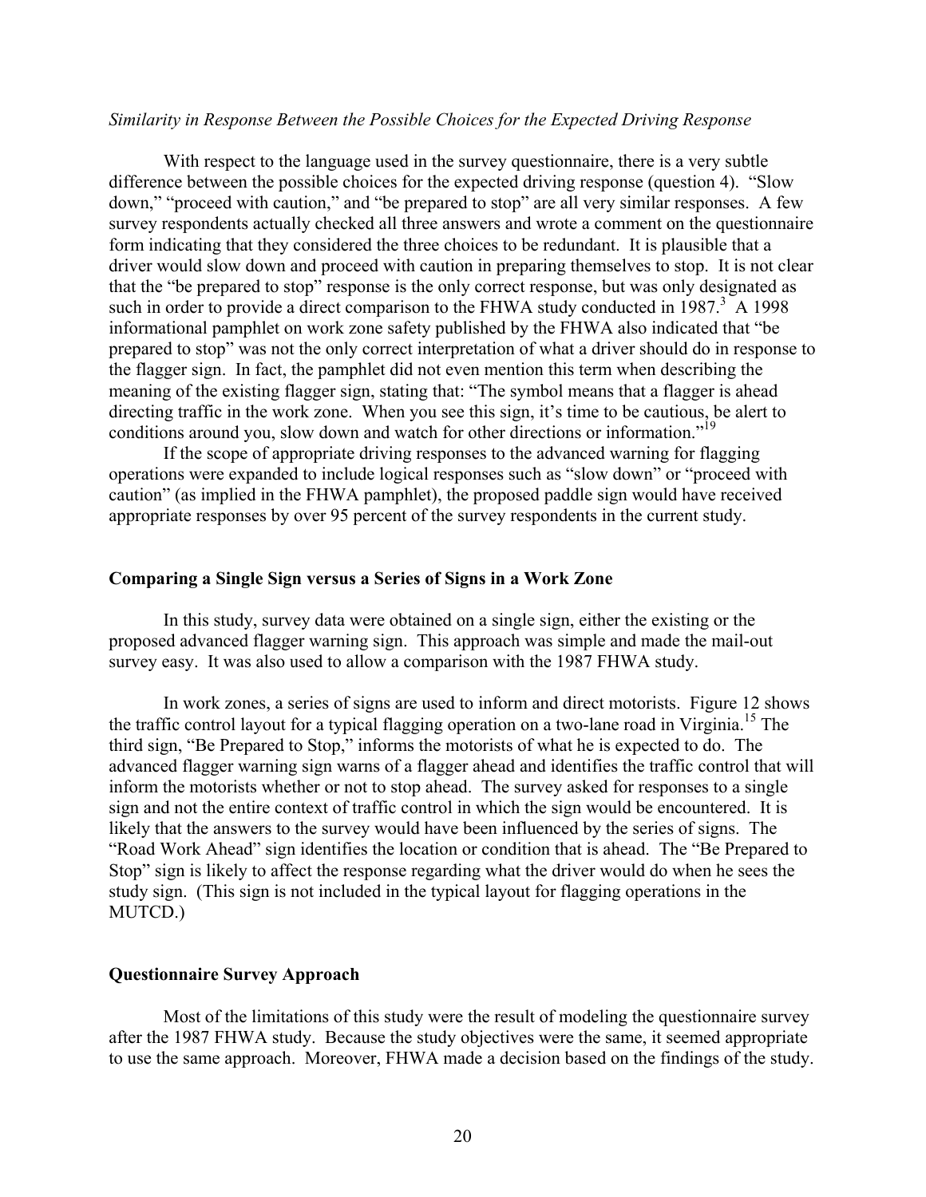*Similarity in Response Between the Possible Choices for the Expected Driving Response*

With respect to the language used in the survey questionnaire, there is a very subtle difference between the possible choices for the expected driving response (question 4). "Slow down," "proceed with caution," and "be prepared to stop" are all very similar responses. A few survey respondents actually checked all three answers and wrote a comment on the questionnaire form indicating that they considered the three choices to be redundant. It is plausible that a driver would slow down and proceed with caution in preparing themselves to stop. It is not clear that the "be prepared to stop" response is the only correct response, but was only designated as such in order to provide a direct comparison to the FHWA study conducted in 1987.[3] A 1998 informational pamphlet on work zone safety published by the FHWA also indicated that "be prepared to stop" was not the only correct interpretation of what a driver should do in response to the flagger sign. In fact, the pamphlet did not even mention this term when describing the meaning of the existing flagger sign, stating that: "The symbol means that a flagger is ahead directing traffic in the work zone. When you see this sign, it's time to be cautious, be alert to conditions around you, slow down and watch for other directions or information."[19]

If the scope of appropriate driving responses to the advanced warning for flagging operations were expanded to include logical responses such as "slow down" or "proceed with caution" (as implied in the FHWA pamphlet), the proposed paddle sign would have received appropriate responses by over 95 percent of the survey respondents in the current study.

## Comparing a Single Sign versus a Series of Signs in a Work Zone

In this study, survey data were obtained on a single sign, either the existing or the proposed advanced flagger warning sign. This approach was simple and made the mail-out survey easy. It was also used to allow a comparison with the 1987 FHWA study.

In work zones, a series of signs are used to inform and direct motorists. Figure 12 shows the traffic control layout for a typical flagging operation on a two-lane road in Virginia.[15] The third sign, "Be Prepared to Stop," informs the motorists of what he is expected to do. The advanced flagger warning sign warns of a flagger ahead and identifies the traffic control that will inform the motorists whether or not to stop ahead. The survey asked for responses to a single sign and not the entire context of traffic control in which the sign would be encountered. It is likely that the answers to the survey would have been influenced by the series of signs. The "Road Work Ahead" sign identifies the location or condition that is ahead. The "Be Prepared to Stop" sign is likely to affect the response regarding what the driver would do when he sees the study sign. (This sign is not included in the typical layout for flagging operations in the MUTCD.)

## Questionnaire Survey Approach

Most of the limitations of this study were the result of modeling the questionnaire survey after the 1987 FHWA study. Because the study objectives were the same, it seemed appropriate to use the same approach. Moreover, FHWA made a decision based on the findings of the study.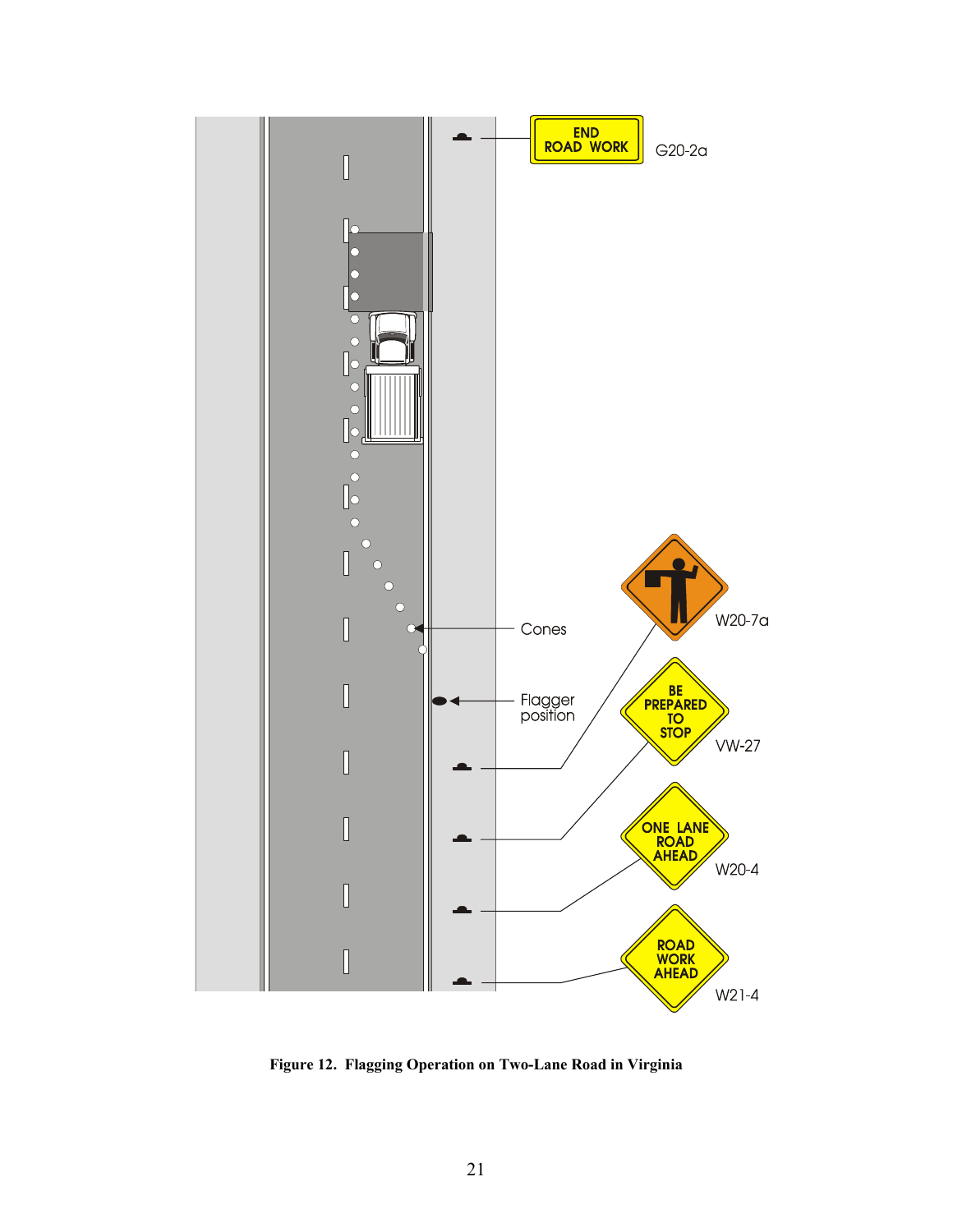END ROAD WORK

G20-2a

Cones

Flagger position

W20-7a

BE PREPARED TO STOP

VW-27

ONE LANE ROAD AHEAD

W20-4

ROAD WORK AHEAD

W21-4

**Figure 12. Flagging Operation on Two-Lane Road in Virginia**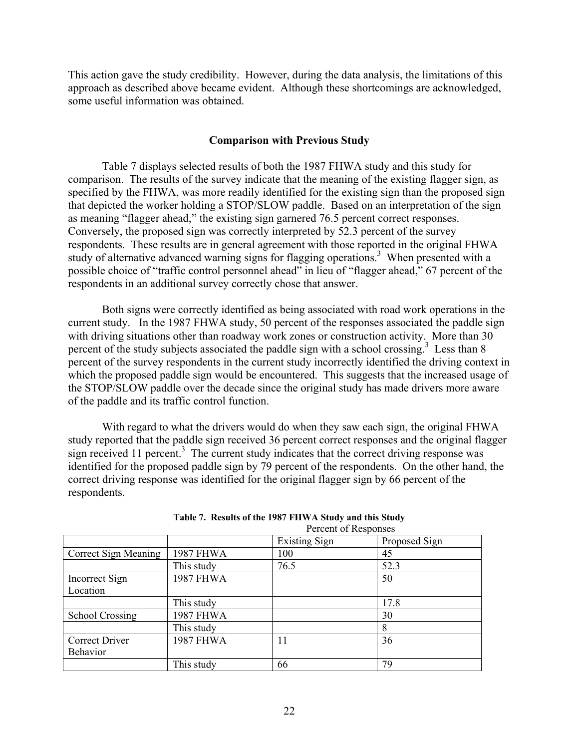This action gave the study credibility. However, during the data analysis, the limitations of this approach as described above became evident. Although these shortcomings are acknowledged, some useful information was obtained.

## Comparison with Previous Study

Table 7 displays selected results of both the 1987 FHWA study and this study for comparison. The results of the survey indicate that the meaning of the existing flagger sign, as specified by the FHWA, was more readily identified for the existing sign than the proposed sign that depicted the worker holding a STOP/SLOW paddle. Based on an interpretation of the sign as meaning "flagger ahead," the existing sign garnered 76.5 percent correct responses. Conversely, the proposed sign was correctly interpreted by 52.3 percent of the survey respondents. These results are in general agreement with those reported in the original FHWA study of alternative advanced warning signs for flagging operations.[3] When presented with a possible choice of "traffic control personnel ahead" in lieu of "flagger ahead," 67 percent of the respondents in an additional survey correctly chose that answer.

Both signs were correctly identified as being associated with road work operations in the current study. In the 1987 FHWA study, 50 percent of the responses associated the paddle sign with driving situations other than roadway work zones or construction activity. More than 30 percent of the study subjects associated the paddle sign with a school crossing.[3] Less than 8 percent of the survey respondents in the current study incorrectly identified the driving context in which the proposed paddle sign would be encountered. This suggests that the increased usage of the STOP/SLOW paddle over the decade since the original study has made drivers more aware of the paddle and its traffic control function.

With regard to what the drivers would do when they saw each sign, the original FHWA study reported that the paddle sign received 36 percent correct responses and the original flagger sign received 11 percent.[3] The current study indicates that the correct driving response was identified for the proposed paddle sign by 79 percent of the respondents. On the other hand, the correct driving response was identified for the original flagger sign by 66 percent of the respondents.

**Table 7. Results of the 1987 FHWA Study and this Study**

| | | Percent of Responses | |
|---|---|---|---|
| | | Existing Sign | Proposed Sign |
| Correct Sign Meaning | 1987 FHWA | 100 | 45 |
| | This study | 76.5 | 52.3 |
| Incorrect Sign Location | 1987 FHWA | | 50 |
| | This study | | 17.8 |
| School Crossing | 1987 FHWA | | 30 |
| | This study | | 8 |
| Correct Driver Behavior | 1987 FHWA | 11 | 36 |
| | This study | 66 | 79 |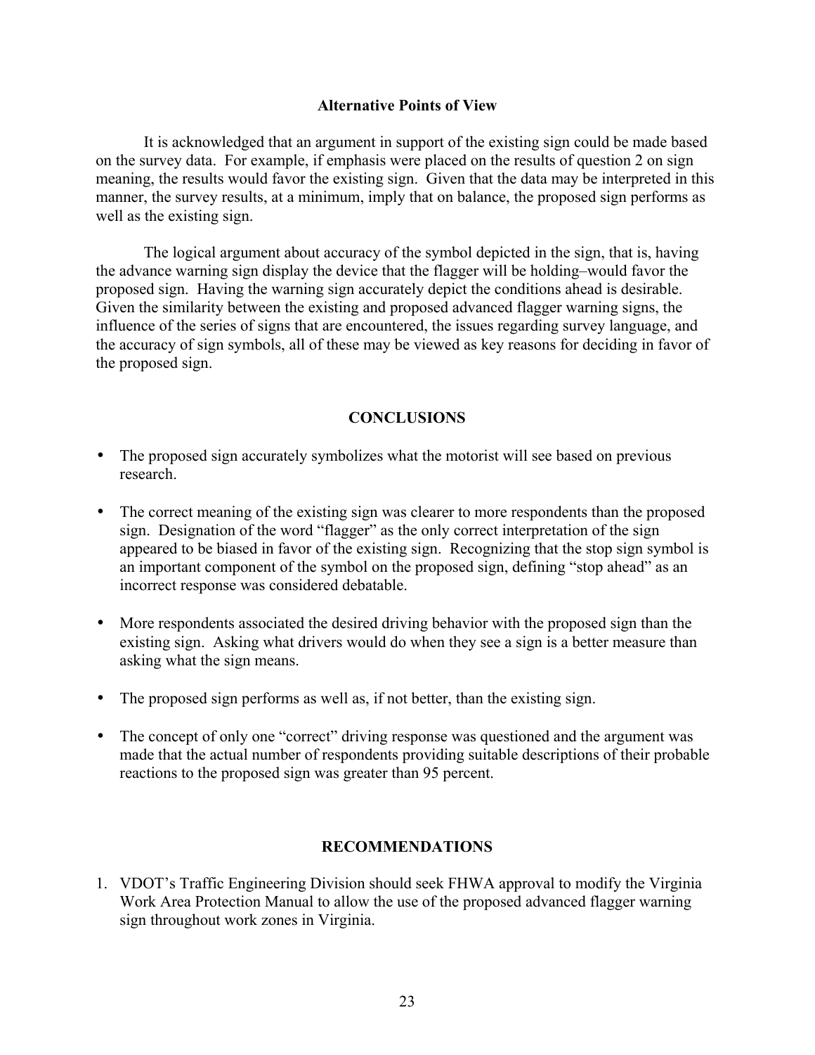### Alternative Points of View

It is acknowledged that an argument in support of the existing sign could be made based on the survey data. For example, if emphasis were placed on the results of question 2 on sign meaning, the results would favor the existing sign. Given that the data may be interpreted in this manner, the survey results, at a minimum, imply that on balance, the proposed sign performs as well as the existing sign.

The logical argument about accuracy of the symbol depicted in the sign, that is, having the advance warning sign display the device that the flagger will be holding–would favor the proposed sign. Having the warning sign accurately depict the conditions ahead is desirable. Given the similarity between the existing and proposed advanced flagger warning signs, the influence of the series of signs that are encountered, the issues regarding survey language, and the accuracy of sign symbols, all of these may be viewed as key reasons for deciding in favor of the proposed sign.

## CONCLUSIONS

- The proposed sign accurately symbolizes what the motorist will see based on previous research.
- The correct meaning of the existing sign was clearer to more respondents than the proposed sign. Designation of the word "flagger" as the only correct interpretation of the sign appeared to be biased in favor of the existing sign. Recognizing that the stop sign symbol is an important component of the symbol on the proposed sign, defining "stop ahead" as an incorrect response was considered debatable.
- More respondents associated the desired driving behavior with the proposed sign than the existing sign. Asking what drivers would do when they see a sign is a better measure than asking what the sign means.
- The proposed sign performs as well as, if not better, than the existing sign.
- The concept of only one "correct" driving response was questioned and the argument was made that the actual number of respondents providing suitable descriptions of their probable reactions to the proposed sign was greater than 95 percent.

## RECOMMENDATIONS

1. VDOT's Traffic Engineering Division should seek FHWA approval to modify the Virginia Work Area Protection Manual to allow the use of the proposed advanced flagger warning sign throughout work zones in Virginia.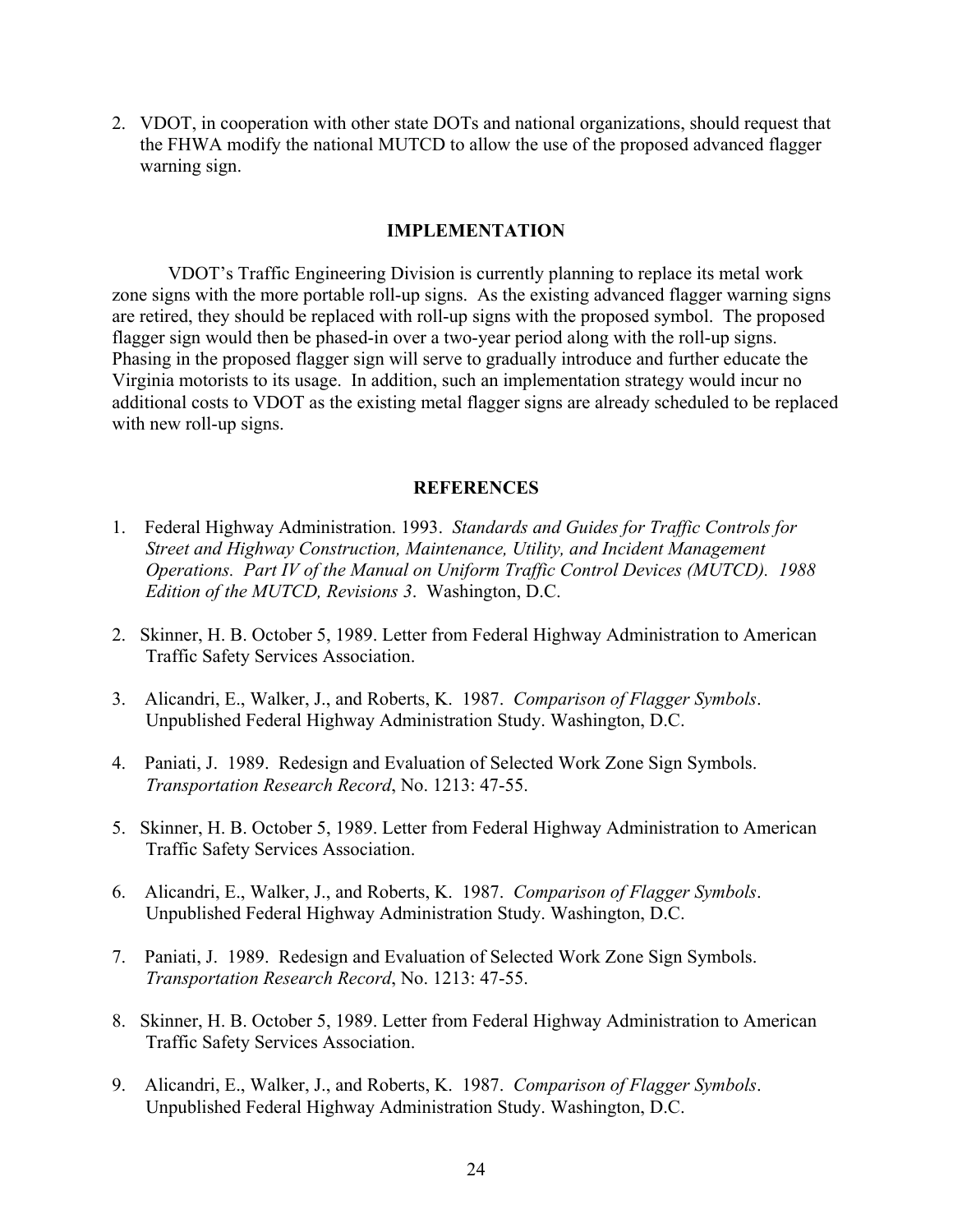2. VDOT, in cooperation with other state DOTs and national organizations, should request that the FHWA modify the national MUTCD to allow the use of the proposed advanced flagger warning sign.

## IMPLEMENTATION

VDOT's Traffic Engineering Division is currently planning to replace its metal work zone signs with the more portable roll-up signs. As the existing advanced flagger warning signs are retired, they should be replaced with roll-up signs with the proposed symbol. The proposed flagger sign would then be phased-in over a two-year period along with the roll-up signs. Phasing in the proposed flagger sign will serve to gradually introduce and further educate the Virginia motorists to its usage. In addition, such an implementation strategy would incur no additional costs to VDOT as the existing metal flagger signs are already scheduled to be replaced with new roll-up signs.

## REFERENCES

1. Federal Highway Administration. 1993. *Standards and Guides for Traffic Controls for Street and Highway Construction, Maintenance, Utility, and Incident Management Operations. Part IV of the Manual on Uniform Traffic Control Devices (MUTCD). 1988 Edition of the MUTCD, Revisions 3*. Washington, D.C.

2. Skinner, H. B. October 5, 1989. Letter from Federal Highway Administration to American Traffic Safety Services Association.

3. Alicandri, E., Walker, J., and Roberts, K. 1987. *Comparison of Flagger Symbols*. Unpublished Federal Highway Administration Study. Washington, D.C.

4. Paniati, J. 1989. Redesign and Evaluation of Selected Work Zone Sign Symbols. *Transportation Research Record*, No. 1213: 47-55.

5. Skinner, H. B. October 5, 1989. Letter from Federal Highway Administration to American Traffic Safety Services Association.

6. Alicandri, E., Walker, J., and Roberts, K. 1987. *Comparison of Flagger Symbols*. Unpublished Federal Highway Administration Study. Washington, D.C.

7. Paniati, J. 1989. Redesign and Evaluation of Selected Work Zone Sign Symbols. *Transportation Research Record*, No. 1213: 47-55.

8. Skinner, H. B. October 5, 1989. Letter from Federal Highway Administration to American Traffic Safety Services Association.

9. Alicandri, E., Walker, J., and Roberts, K. 1987. *Comparison of Flagger Symbols*. Unpublished Federal Highway Administration Study. Washington, D.C.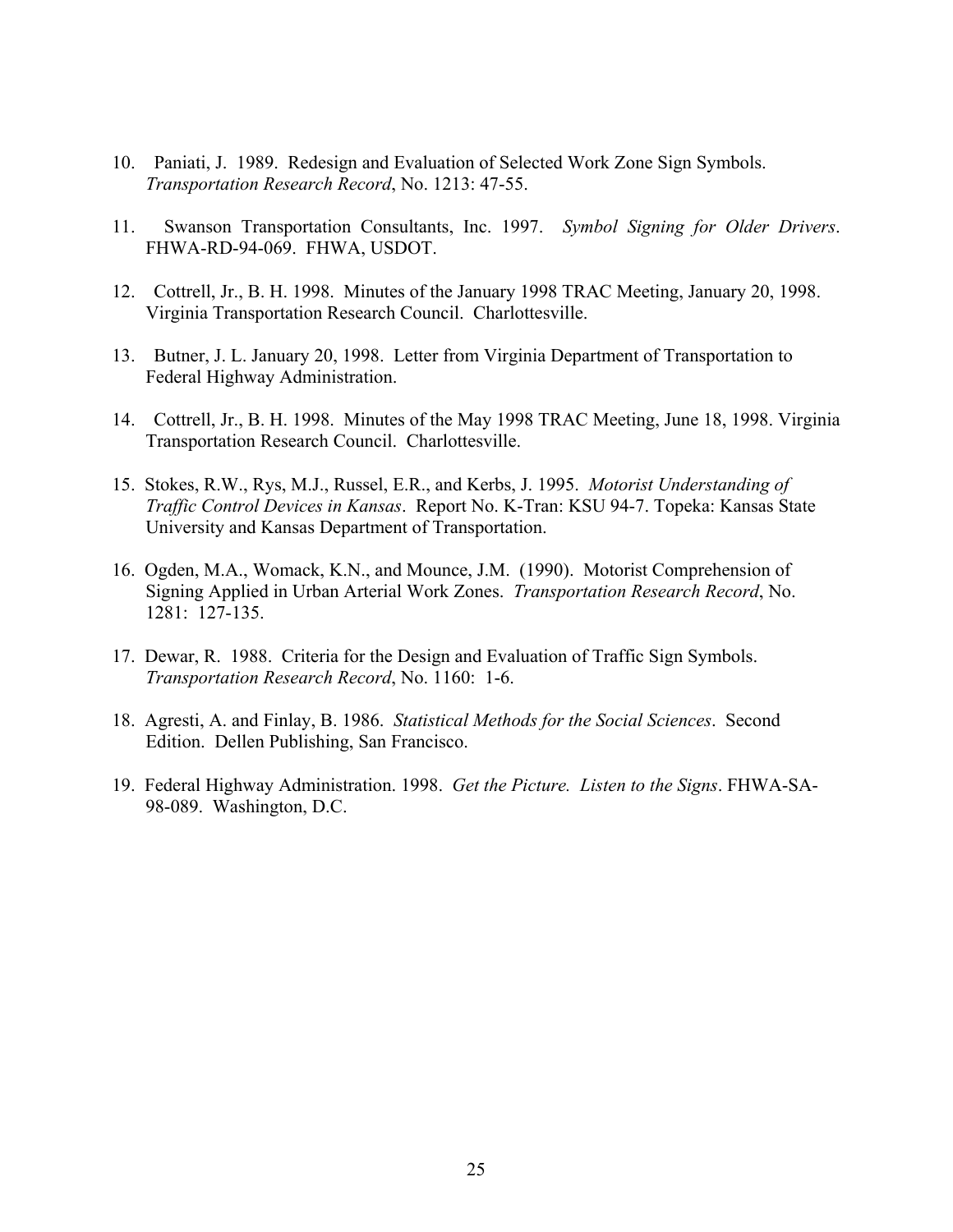10. Paniati, J. 1989. Redesign and Evaluation of Selected Work Zone Sign Symbols. *Transportation Research Record*, No. 1213: 47-55.

11. Swanson Transportation Consultants, Inc. 1997. *Symbol Signing for Older Drivers*. FHWA-RD-94-069. FHWA, USDOT.

12. Cottrell, Jr., B. H. 1998. Minutes of the January 1998 TRAC Meeting, January 20, 1998. Virginia Transportation Research Council. Charlottesville.

13. Butner, J. L. January 20, 1998. Letter from Virginia Department of Transportation to Federal Highway Administration.

14. Cottrell, Jr., B. H. 1998. Minutes of the May 1998 TRAC Meeting, June 18, 1998. Virginia Transportation Research Council. Charlottesville.

15. Stokes, R.W., Rys, M.J., Russel, E.R., and Kerbs, J. 1995. *Motorist Understanding of Traffic Control Devices in Kansas*. Report No. K-Tran: KSU 94-7. Topeka: Kansas State University and Kansas Department of Transportation.

16. Ogden, M.A., Womack, K.N., and Mounce, J.M. (1990). Motorist Comprehension of Signing Applied in Urban Arterial Work Zones. *Transportation Research Record*, No. 1281: 127-135.

17. Dewar, R. 1988. Criteria for the Design and Evaluation of Traffic Sign Symbols. *Transportation Research Record*, No. 1160: 1-6.

18. Agresti, A. and Finlay, B. 1986. *Statistical Methods for the Social Sciences*. Second Edition. Dellen Publishing, San Francisco.

19. Federal Highway Administration. 1998. *Get the Picture. Listen to the Signs*. FHWA-SA-98-089. Washington, D.C.